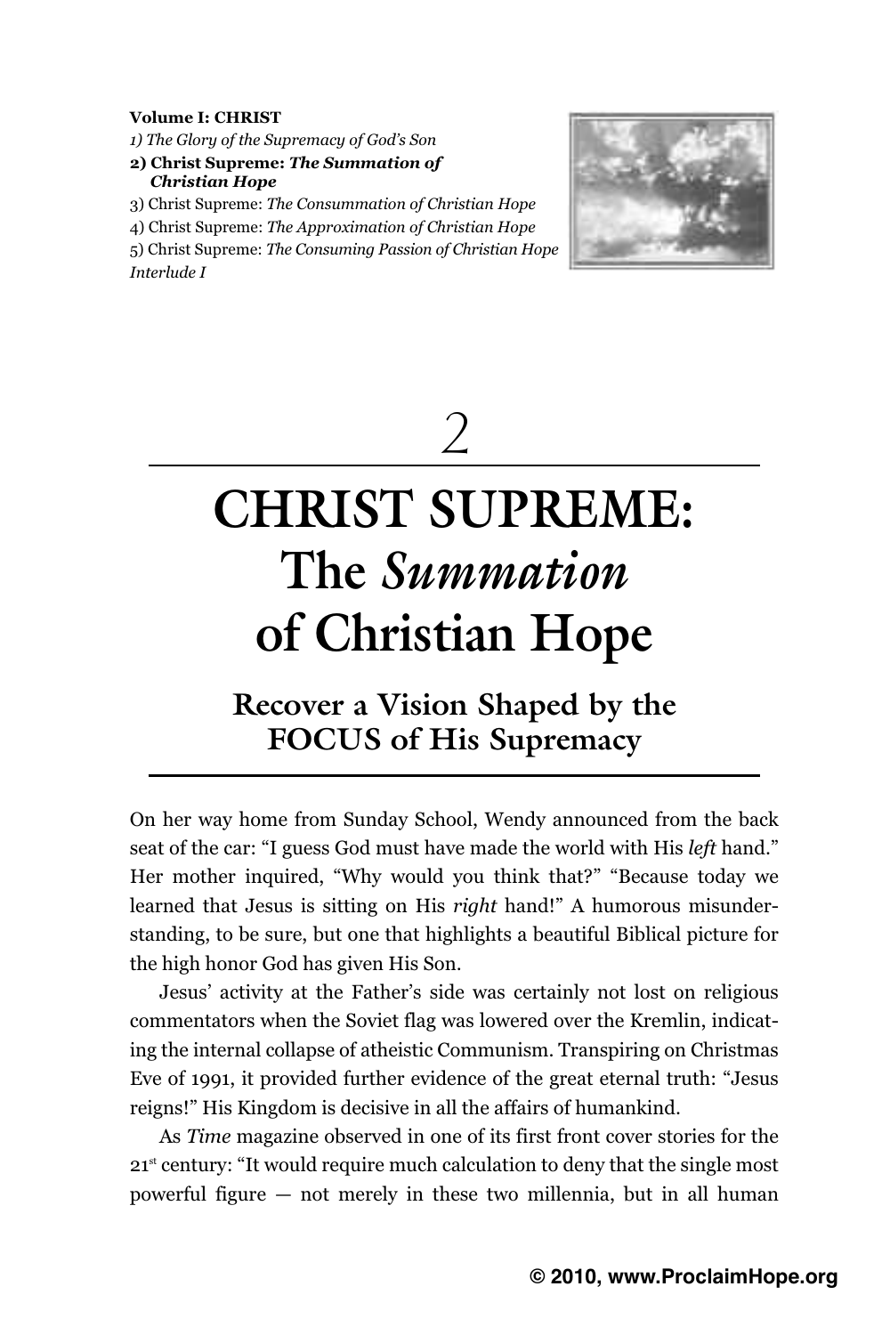**Volume I: CHRIST**

*1) The Glory of the Supremacy of God's Son*

**2) Christ Supreme: *The Summation of Christian Hope***

3) Christ Supreme: *The Consummation of Christian Hope*

4) Christ Supreme: *The Approximation of Christian Hope*

5) Christ Supreme: *The Consuming Passion of Christian Hope*

*Interlude I*

# 2

# CHRIST SUPREME: The *Summation* of Christian Hope

## Recover a Vision Shaped by the FOCUS of His Supremacy

On her way home from Sunday School, Wendy announced from the back seat of the car: "I guess God must have made the world with His *left* hand." Her mother inquired, "Why would you think that?" "Because today we learned that Jesus is sitting on His *right* hand!" A humorous misunderstanding, to be sure, but one that highlights a beautiful Biblical picture for the high honor God has given His Son.

Jesus' activity at the Father's side was certainly not lost on religious commentators when the Soviet flag was lowered over the Kremlin, indicating the internal collapse of atheistic Communism. Transpiring on Christmas Eve of 1991, it provided further evidence of the great eternal truth: "Jesus reigns!" His Kingdom is decisive in all the affairs of humankind.

As *Time* magazine observed in one of its first front cover stories for the 21st century: "It would require much calculation to deny that the single most powerful figure — not merely in these two millennia, but in all human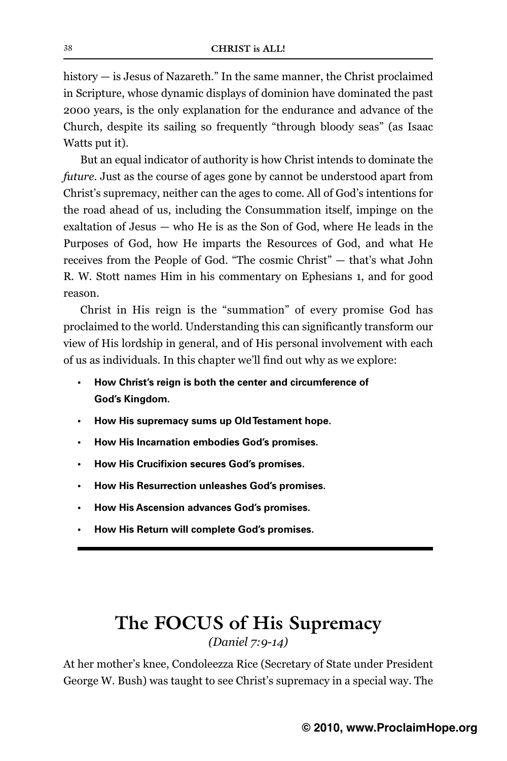history — is Jesus of Nazareth." In the same manner, the Christ proclaimed in Scripture, whose dynamic displays of dominion have dominated the past 2000 years, is the only explanation for the endurance and advance of the Church, despite its sailing so frequently "through bloody seas" (as Isaac Watts put it).

But an equal indicator of authority is how Christ intends to dominate the *future*. Just as the course of ages gone by cannot be understood apart from Christ's supremacy, neither can the ages to come. All of God's intentions for the road ahead of us, including the Consummation itself, impinge on the exaltation of Jesus — who He is as the Son of God, where He leads in the Purposes of God, how He imparts the Resources of God, and what He receives from the People of God. "The cosmic Christ" — that's what John R. W. Stott names Him in his commentary on Ephesians 1, and for good reason.

Christ in His reign is the "summation" of every promise God has proclaimed to the world. Understanding this can significantly transform our view of His lordship in general, and of His personal involvement with each of us as individuals. In this chapter we'll find out why as we explore:

- **How Christ's reign is both the center and circumference of God's Kingdom.**
- **How His supremacy sums up Old Testament hope.**
- **How His Incarnation embodies God's promises.**
- **How His Crucifixion secures God's promises.**
- **How His Resurrection unleashes God's promises.**
- **How His Ascension advances God's promises.**
- **How His Return will complete God's promises.**

## The FOCUS of His Supremacy

*(Daniel 7:9-14)*

At her mother's knee, Condoleezza Rice (Secretary of State under President George W. Bush) was taught to see Christ's supremacy in a special way. The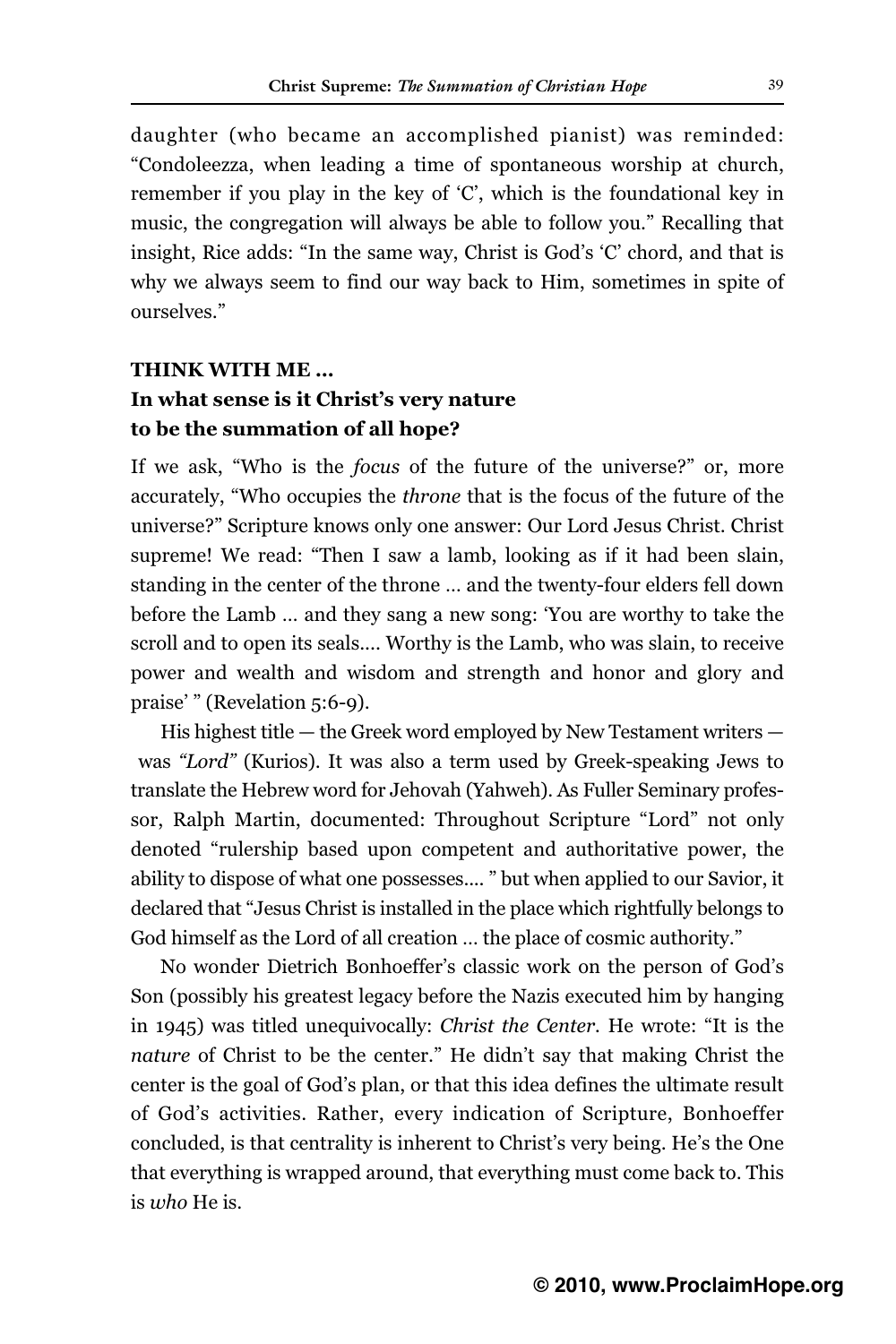daughter (who became an accomplished pianist) was reminded: "Condoleezza, when leading a time of spontaneous worship at church, remember if you play in the key of 'C', which is the foundational key in music, the congregation will always be able to follow you." Recalling that insight, Rice adds: "In the same way, Christ is God's 'C' chord, and that is why we always seem to find our way back to Him, sometimes in spite of ourselves."

**THINK WITH ME …**
**In what sense is it Christ's very nature to be the summation of all hope?**

If we ask, "Who is the *focus* of the future of the universe?" or, more accurately, "Who occupies the *throne* that is the focus of the future of the universe?" Scripture knows only one answer: Our Lord Jesus Christ. Christ supreme! We read: "Then I saw a lamb, looking as if it had been slain, standing in the center of the throne … and the twenty-four elders fell down before the Lamb … and they sang a new song: 'You are worthy to take the scroll and to open its seals.… Worthy is the Lamb, who was slain, to receive power and wealth and wisdom and strength and honor and glory and praise' " (Revelation 5:6-9).

His highest title — the Greek word employed by New Testament writers — was *"Lord"* (Kurios). It was also a term used by Greek-speaking Jews to translate the Hebrew word for Jehovah (Yahweh). As Fuller Seminary professor, Ralph Martin, documented: Throughout Scripture "Lord" not only denoted "rulership based upon competent and authoritative power, the ability to dispose of what one possesses.… " but when applied to our Savior, it declared that "Jesus Christ is installed in the place which rightfully belongs to God himself as the Lord of all creation … the place of cosmic authority."

No wonder Dietrich Bonhoeffer's classic work on the person of God's Son (possibly his greatest legacy before the Nazis executed him by hanging in 1945) was titled unequivocally: *Christ the Center*. He wrote: "It is the *nature* of Christ to be the center." He didn't say that making Christ the center is the goal of God's plan, or that this idea defines the ultimate result of God's activities. Rather, every indication of Scripture, Bonhoeffer concluded, is that centrality is inherent to Christ's very being. He's the One that everything is wrapped around, that everything must come back to. This is *who* He is.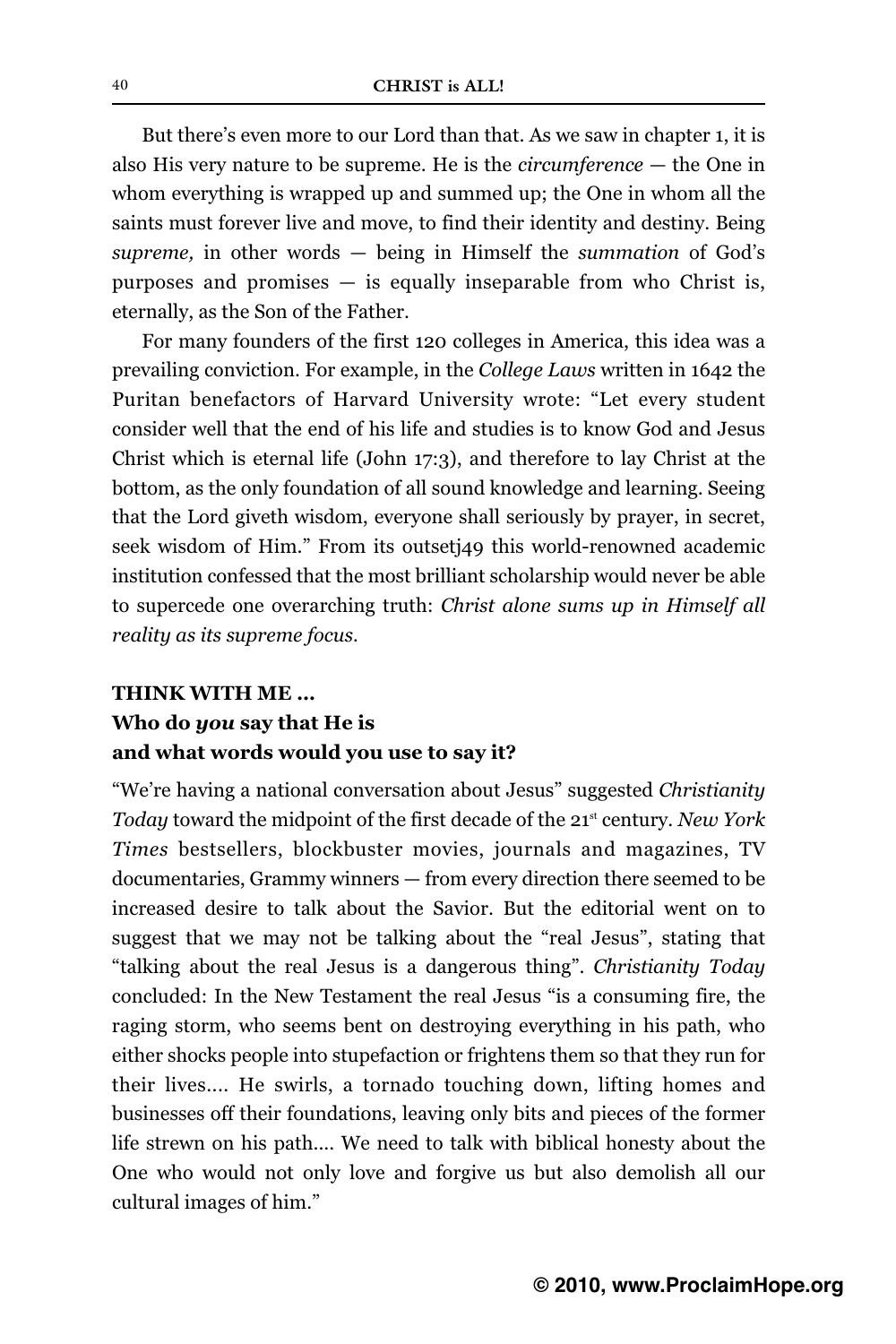But there's even more to our Lord than that. As we saw in chapter 1, it is also His very nature to be supreme. He is the *circumference* — the One in whom everything is wrapped up and summed up; the One in whom all the saints must forever live and move, to find their identity and destiny. Being *supreme,* in other words — being in Himself the *summation* of God's purposes and promises — is equally inseparable from who Christ is, eternally, as the Son of the Father.

For many founders of the first 120 colleges in America, this idea was a prevailing conviction. For example, in the *College Laws* written in 1642 the Puritan benefactors of Harvard University wrote: "Let every student consider well that the end of his life and studies is to know God and Jesus Christ which is eternal life (John 17:3), and therefore to lay Christ at the bottom, as the only foundation of all sound knowledge and learning. Seeing that the Lord giveth wisdom, everyone shall seriously by prayer, in secret, seek wisdom of Him." From its outsetj49 this world-renowned academic institution confessed that the most brilliant scholarship would never be able to supercede one overarching truth: *Christ alone sums up in Himself all reality as its supreme focus.*

**THINK WITH ME ...**
**Who do *you* say that He is and what words would you use to say it?**

"We're having a national conversation about Jesus" suggested *Christianity Today* toward the midpoint of the first decade of the 21st century. *New York Times* bestsellers, blockbuster movies, journals and magazines, TV documentaries, Grammy winners — from every direction there seemed to be increased desire to talk about the Savior. But the editorial went on to suggest that we may not be talking about the "real Jesus", stating that "talking about the real Jesus is a dangerous thing". *Christianity Today* concluded: In the New Testament the real Jesus "is a consuming fire, the raging storm, who seems bent on destroying everything in his path, who either shocks people into stupefaction or frightens them so that they run for their lives.... He swirls, a tornado touching down, lifting homes and businesses off their foundations, leaving only bits and pieces of the former life strewn on his path.... We need to talk with biblical honesty about the One who would not only love and forgive us but also demolish all our cultural images of him."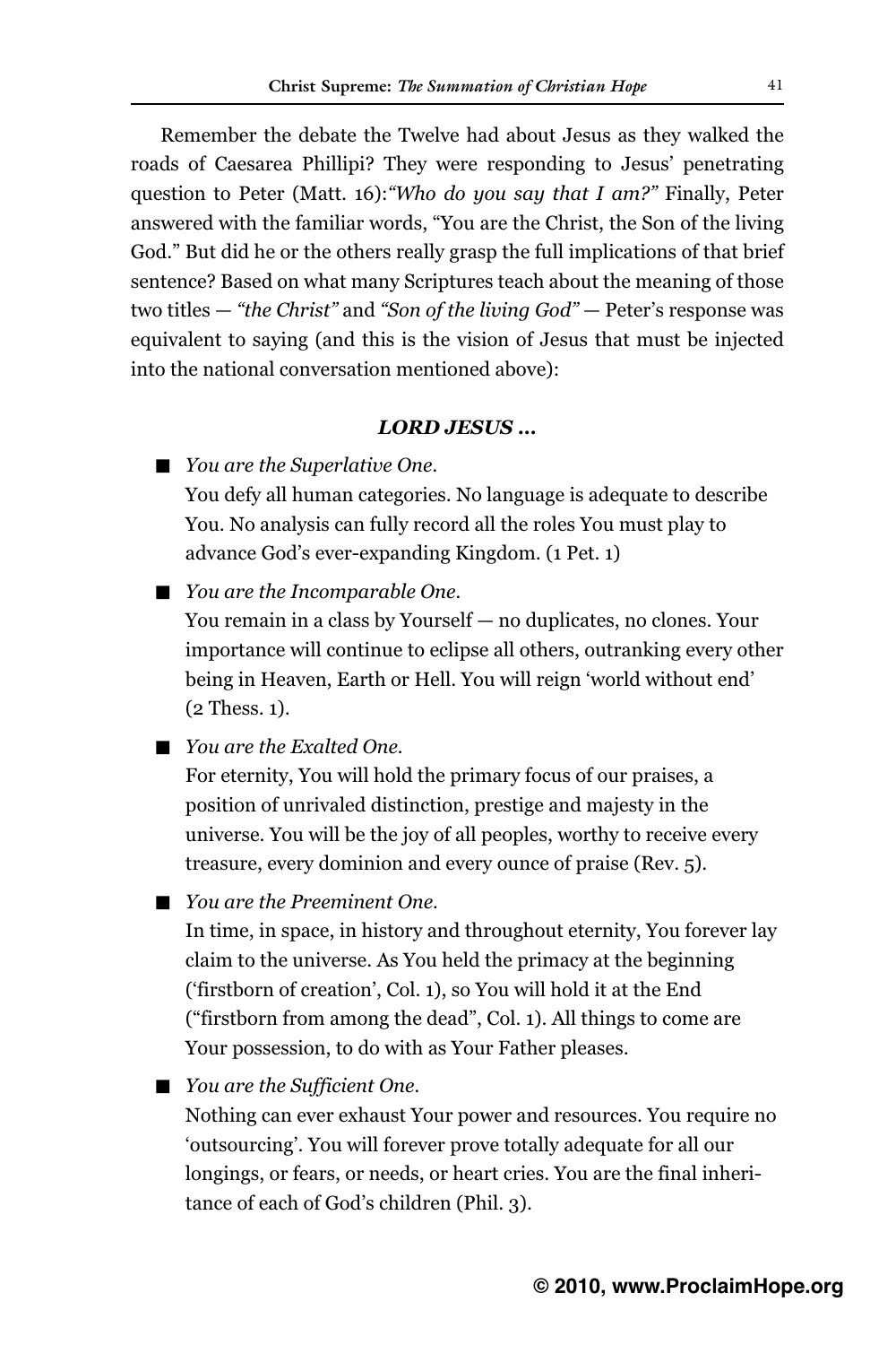Remember the debate the Twelve had about Jesus as they walked the roads of Caesarea Phillipi? They were responding to Jesus' penetrating question to Peter (Matt. 16):*"Who do you say that I am?"* Finally, Peter answered with the familiar words, "You are the Christ, the Son of the living God." But did he or the others really grasp the full implications of that brief sentence? Based on what many Scriptures teach about the meaning of those two titles — *"the Christ"* and *"Son of the living God"* — Peter's response was equivalent to saying (and this is the vision of Jesus that must be injected into the national conversation mentioned above):

***LORD JESUS ...***

- *You are the Superlative One.*
  You defy all human categories. No language is adequate to describe You. No analysis can fully record all the roles You must play to advance God's ever-expanding Kingdom. (1 Pet. 1)

- *You are the Incomparable One.*
  You remain in a class by Yourself — no duplicates, no clones. Your importance will continue to eclipse all others, outranking every other being in Heaven, Earth or Hell. You will reign 'world without end' (2 Thess. 1).

- *You are the Exalted One.*
  For eternity, You will hold the primary focus of our praises, a position of unrivaled distinction, prestige and majesty in the universe. You will be the joy of all peoples, worthy to receive every treasure, every dominion and every ounce of praise (Rev. 5).

- *You are the Preeminent One.*
  In time, in space, in history and throughout eternity, You forever lay claim to the universe. As You held the primacy at the beginning ('firstborn of creation', Col. 1), so You will hold it at the End ("firstborn from among the dead", Col. 1). All things to come are Your possession, to do with as Your Father pleases.

- *You are the Sufficient One.*
  Nothing can ever exhaust Your power and resources. You require no 'outsourcing'. You will forever prove totally adequate for all our longings, or fears, or needs, or heart cries. You are the final inheritance of each of God's children (Phil. 3).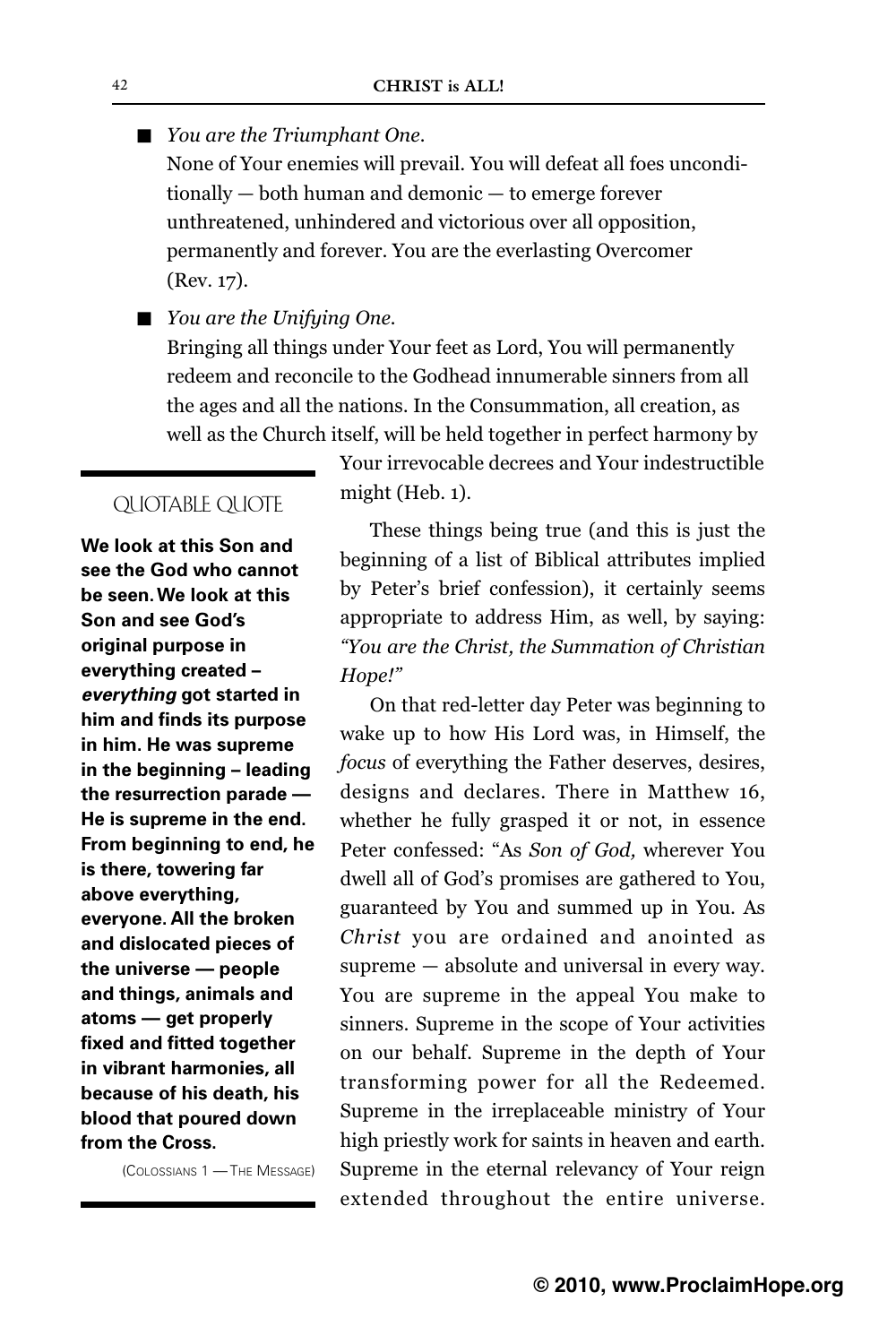- *You are the Triumphant One.*
  None of Your enemies will prevail. You will defeat all foes unconditionally — both human and demonic — to emerge forever unthreatened, unhindered and victorious over all opposition, permanently and forever. You are the everlasting Overcomer (Rev. 17).

- *You are the Unifying One.*
  Bringing all things under Your feet as Lord, You will permanently redeem and reconcile to the Godhead innumerable sinners from all the ages and all the nations. In the Consummation, all creation, as well as the Church itself, will be held together in perfect harmony by Your irrevocable decrees and Your indestructible might (Heb. 1).

These things being true (and this is just the beginning of a list of Biblical attributes implied by Peter's brief confession), it certainly seems appropriate to address Him, as well, by saying: *"You are the Christ, the Summation of Christian Hope!"*

On that red-letter day Peter was beginning to wake up to how His Lord was, in Himself, the *focus* of everything the Father deserves, desires, designs and declares. There in Matthew 16, whether he fully grasped it or not, in essence Peter confessed: "As *Son of God,* wherever You dwell all of God's promises are gathered to You, guaranteed by You and summed up in You. As *Christ* you are ordained and anointed as supreme — absolute and universal in every way. You are supreme in the appeal You make to sinners. Supreme in the scope of Your activities on our behalf. Supreme in the depth of Your transforming power for all the Redeemed. Supreme in the irreplaceable ministry of Your high priestly work for saints in heaven and earth. Supreme in the eternal relevancy of Your reign extended throughout the entire universe.

> QUOTABLE QUOTE
>
> **We look at this Son and see the God who cannot be seen. We look at this Son and see God's original purpose in everything created – *everything* got started in him and finds its purpose in him. He was supreme in the beginning – leading the resurrection parade — He is supreme in the end. From beginning to end, he is there, towering far above everything, everyone. All the broken and dislocated pieces of the universe — people and things, animals and atoms — get properly fixed and fitted together in vibrant harmonies, all because of his death, his blood that poured down from the Cross.**
>
> (COLOSSIANS 1 — THE MESSAGE)

© 2010, www.ProclaimHope.org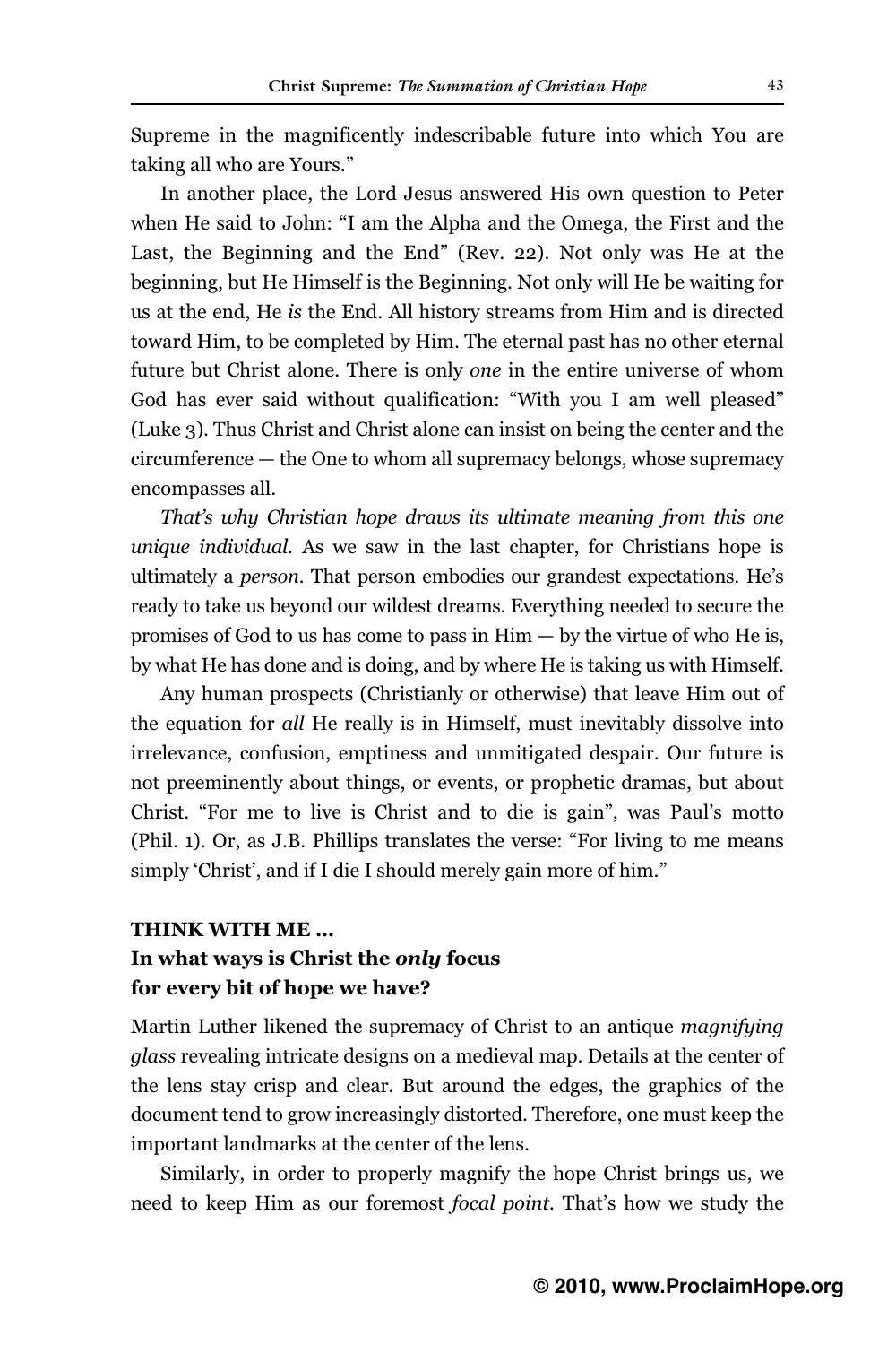Supreme in the magnificently indescribable future into which You are taking all who are Yours."

In another place, the Lord Jesus answered His own question to Peter when He said to John: "I am the Alpha and the Omega, the First and the Last, the Beginning and the End" (Rev. 22). Not only was He at the beginning, but He Himself is the Beginning. Not only will He be waiting for us at the end, He *is* the End. All history streams from Him and is directed toward Him, to be completed by Him. The eternal past has no other eternal future but Christ alone. There is only *one* in the entire universe of whom God has ever said without qualification: "With you I am well pleased" (Luke 3). Thus Christ and Christ alone can insist on being the center and the circumference — the One to whom all supremacy belongs, whose supremacy encompasses all.

*That's why Christian hope draws its ultimate meaning from this one unique individual.* As we saw in the last chapter, for Christians hope is ultimately a *person*. That person embodies our grandest expectations. He's ready to take us beyond our wildest dreams. Everything needed to secure the promises of God to us has come to pass in Him — by the virtue of who He is, by what He has done and is doing, and by where He is taking us with Himself.

Any human prospects (Christianly or otherwise) that leave Him out of the equation for *all* He really is in Himself, must inevitably dissolve into irrelevance, confusion, emptiness and unmitigated despair. Our future is not preeminently about things, or events, or prophetic dramas, but about Christ. "For me to live is Christ and to die is gain", was Paul's motto (Phil. 1). Or, as J.B. Phillips translates the verse: "For living to me means simply 'Christ', and if I die I should merely gain more of him."

**THINK WITH ME …**
**In what ways is Christ the *only* focus for every bit of hope we have?**

Martin Luther likened the supremacy of Christ to an antique *magnifying glass* revealing intricate designs on a medieval map. Details at the center of the lens stay crisp and clear. But around the edges, the graphics of the document tend to grow increasingly distorted. Therefore, one must keep the important landmarks at the center of the lens.

Similarly, in order to properly magnify the hope Christ brings us, we need to keep Him as our foremost *focal point*. That's how we study the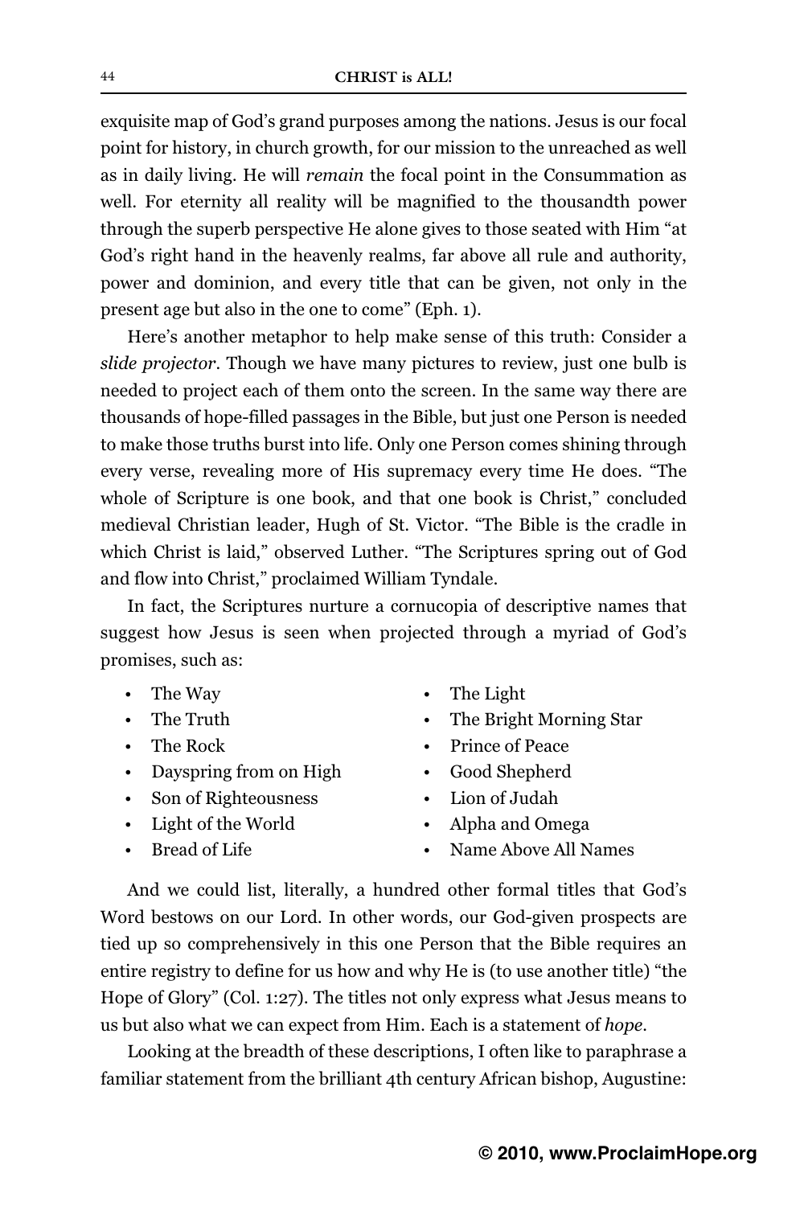exquisite map of God's grand purposes among the nations. Jesus is our focal point for history, in church growth, for our mission to the unreached as well as in daily living. He will *remain* the focal point in the Consummation as well. For eternity all reality will be magnified to the thousandth power through the superb perspective He alone gives to those seated with Him "at God's right hand in the heavenly realms, far above all rule and authority, power and dominion, and every title that can be given, not only in the present age but also in the one to come" (Eph. 1).

Here's another metaphor to help make sense of this truth: Consider a *slide projector*. Though we have many pictures to review, just one bulb is needed to project each of them onto the screen. In the same way there are thousands of hope-filled passages in the Bible, but just one Person is needed to make those truths burst into life. Only one Person comes shining through every verse, revealing more of His supremacy every time He does. "The whole of Scripture is one book, and that one book is Christ," concluded medieval Christian leader, Hugh of St. Victor. "The Bible is the cradle in which Christ is laid," observed Luther. "The Scriptures spring out of God and flow into Christ," proclaimed William Tyndale.

In fact, the Scriptures nurture a cornucopia of descriptive names that suggest how Jesus is seen when projected through a myriad of God's promises, such as:

- The Way
- The Truth
- The Rock
- Dayspring from on High
- Son of Righteousness
- Light of the World
- Bread of Life
- The Light
- The Bright Morning Star
- Prince of Peace
- Good Shepherd
- Lion of Judah
- Alpha and Omega
- Name Above All Names

And we could list, literally, a hundred other formal titles that God's Word bestows on our Lord. In other words, our God-given prospects are tied up so comprehensively in this one Person that the Bible requires an entire registry to define for us how and why He is (to use another title) "the Hope of Glory" (Col. 1:27). The titles not only express what Jesus means to us but also what we can expect from Him. Each is a statement of *hope*.

Looking at the breadth of these descriptions, I often like to paraphrase a familiar statement from the brilliant 4th century African bishop, Augustine: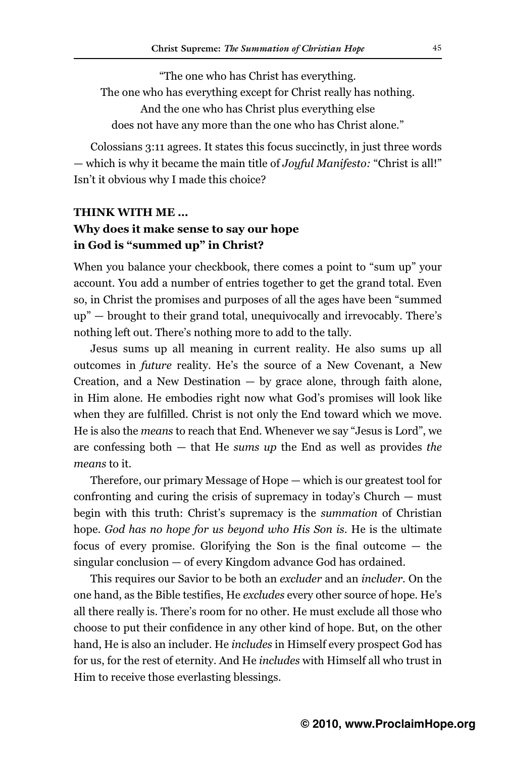"The one who has Christ has everything.
The one who has everything except for Christ really has nothing.
And the one who has Christ plus everything else
does not have any more than the one who has Christ alone."

Colossians 3:11 agrees. It states this focus succinctly, in just three words — which is why it became the main title of *Joyful Manifesto:* "Christ is all!" Isn't it obvious why I made this choice?

**THINK WITH ME …**
**Why does it make sense to say our hope in God is "summed up" in Christ?**

When you balance your checkbook, there comes a point to "sum up" your account. You add a number of entries together to get the grand total. Even so, in Christ the promises and purposes of all the ages have been "summed up" — brought to their grand total, unequivocally and irrevocably. There's nothing left out. There's nothing more to add to the tally.

Jesus sums up all meaning in current reality. He also sums up all outcomes in *future* reality. He's the source of a New Covenant, a New Creation, and a New Destination — by grace alone, through faith alone, in Him alone. He embodies right now what God's promises will look like when they are fulfilled. Christ is not only the End toward which we move. He is also the *means* to reach that End. Whenever we say "Jesus is Lord", we are confessing both — that He *sums up* the End as well as provides *the means* to it.

Therefore, our primary Message of Hope — which is our greatest tool for confronting and curing the crisis of supremacy in today's Church — must begin with this truth: Christ's supremacy is the *summation* of Christian hope. *God has no hope for us beyond who His Son is.* He is the ultimate focus of every promise. Glorifying the Son is the final outcome — the singular conclusion — of every Kingdom advance God has ordained.

This requires our Savior to be both an *excluder* and an *includer*. On the one hand, as the Bible testifies, He *excludes* every other source of hope. He's all there really is. There's room for no other. He must exclude all those who choose to put their confidence in any other kind of hope. But, on the other hand, He is also an includer. He *includes* in Himself every prospect God has for us, for the rest of eternity. And He *includes* with Himself all who trust in Him to receive those everlasting blessings.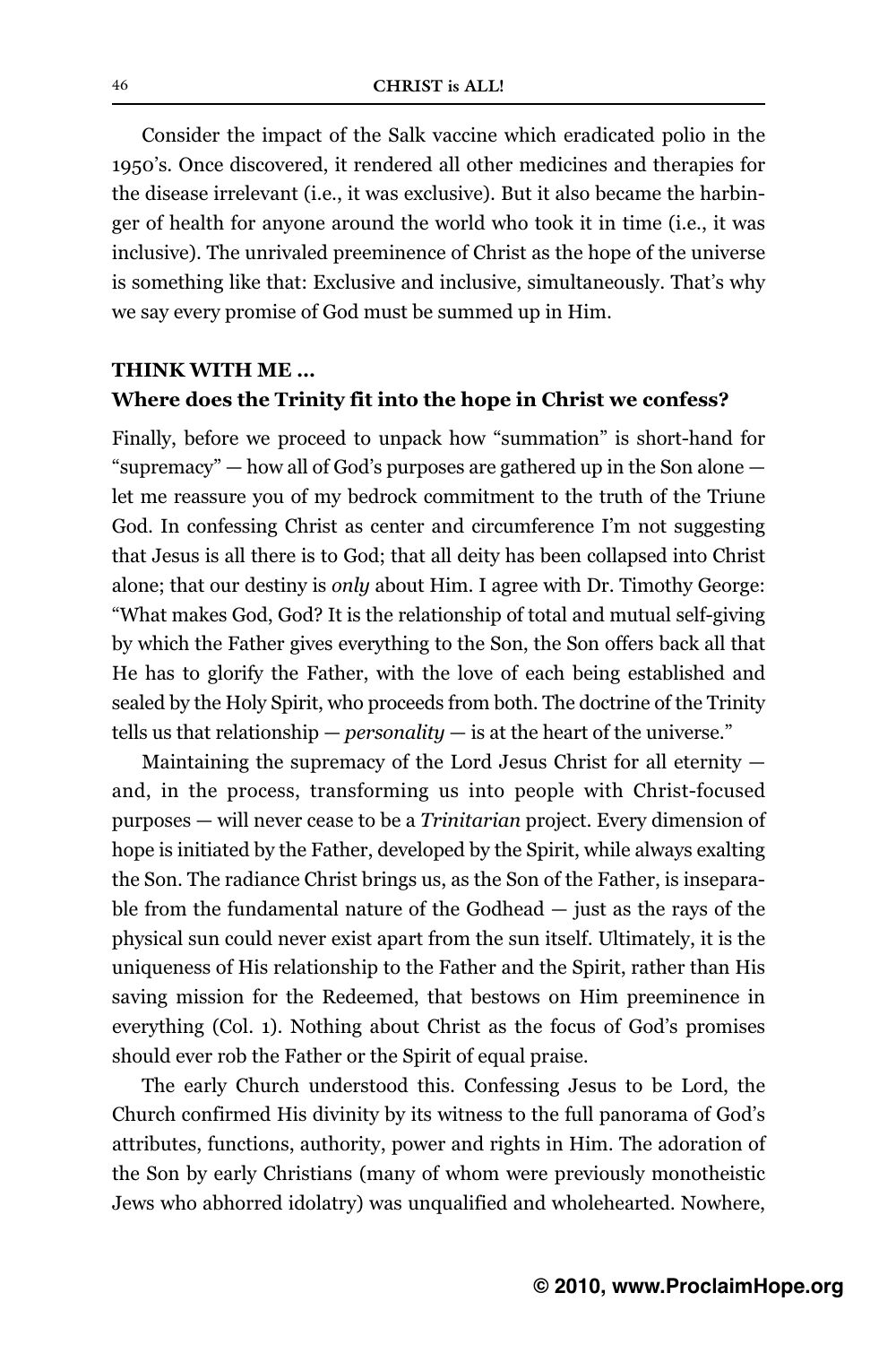Consider the impact of the Salk vaccine which eradicated polio in the 1950's. Once discovered, it rendered all other medicines and therapies for the disease irrelevant (i.e., it was exclusive). But it also became the harbinger of health for anyone around the world who took it in time (i.e., it was inclusive). The unrivaled preeminence of Christ as the hope of the universe is something like that: Exclusive and inclusive, simultaneously. That's why we say every promise of God must be summed up in Him.

**THINK WITH ME ...**
**Where does the Trinity fit into the hope in Christ we confess?**

Finally, before we proceed to unpack how "summation" is short-hand for "supremacy" — how all of God's purposes are gathered up in the Son alone — let me reassure you of my bedrock commitment to the truth of the Triune God. In confessing Christ as center and circumference I'm not suggesting that Jesus is all there is to God; that all deity has been collapsed into Christ alone; that our destiny is *only* about Him. I agree with Dr. Timothy George: "What makes God, God? It is the relationship of total and mutual self-giving by which the Father gives everything to the Son, the Son offers back all that He has to glorify the Father, with the love of each being established and sealed by the Holy Spirit, who proceeds from both. The doctrine of the Trinity tells us that relationship — *personality* — is at the heart of the universe."

Maintaining the supremacy of the Lord Jesus Christ for all eternity — and, in the process, transforming us into people with Christ-focused purposes — will never cease to be a *Trinitarian* project. Every dimension of hope is initiated by the Father, developed by the Spirit, while always exalting the Son. The radiance Christ brings us, as the Son of the Father, is inseparable from the fundamental nature of the Godhead — just as the rays of the physical sun could never exist apart from the sun itself. Ultimately, it is the uniqueness of His relationship to the Father and the Spirit, rather than His saving mission for the Redeemed, that bestows on Him preeminence in everything (Col. 1). Nothing about Christ as the focus of God's promises should ever rob the Father or the Spirit of equal praise.

The early Church understood this. Confessing Jesus to be Lord, the Church confirmed His divinity by its witness to the full panorama of God's attributes, functions, authority, power and rights in Him. The adoration of the Son by early Christians (many of whom were previously monotheistic Jews who abhorred idolatry) was unqualified and wholehearted. Nowhere,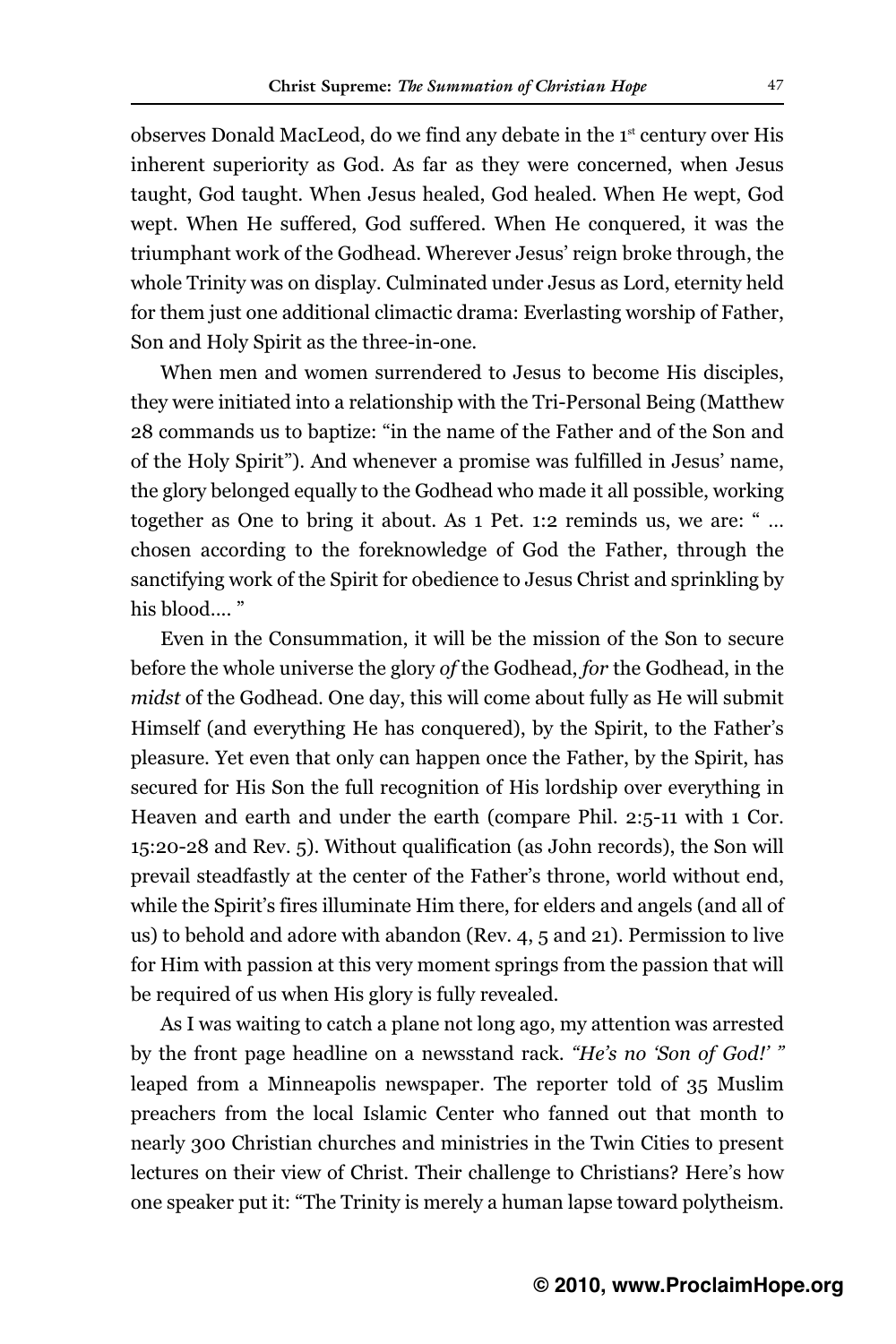observes Donald MacLeod, do we find any debate in the 1st century over His inherent superiority as God. As far as they were concerned, when Jesus taught, God taught. When Jesus healed, God healed. When He wept, God wept. When He suffered, God suffered. When He conquered, it was the triumphant work of the Godhead. Wherever Jesus' reign broke through, the whole Trinity was on display. Culminated under Jesus as Lord, eternity held for them just one additional climactic drama: Everlasting worship of Father, Son and Holy Spirit as the three-in-one.

When men and women surrendered to Jesus to become His disciples, they were initiated into a relationship with the Tri-Personal Being (Matthew 28 commands us to baptize: "in the name of the Father and of the Son and of the Holy Spirit"). And whenever a promise was fulfilled in Jesus' name, the glory belonged equally to the Godhead who made it all possible, working together as One to bring it about. As 1 Pet. 1:2 reminds us, we are: " … chosen according to the foreknowledge of God the Father, through the sanctifying work of the Spirit for obedience to Jesus Christ and sprinkling by his blood…. "

Even in the Consummation, it will be the mission of the Son to secure before the whole universe the glory *of* the Godhead, *for* the Godhead, in the *midst* of the Godhead. One day, this will come about fully as He will submit Himself (and everything He has conquered), by the Spirit, to the Father's pleasure. Yet even that only can happen once the Father, by the Spirit, has secured for His Son the full recognition of His lordship over everything in Heaven and earth and under the earth (compare Phil. 2:5-11 with 1 Cor. 15:20-28 and Rev. 5). Without qualification (as John records), the Son will prevail steadfastly at the center of the Father's throne, world without end, while the Spirit's fires illuminate Him there, for elders and angels (and all of us) to behold and adore with abandon (Rev. 4, 5 and 21). Permission to live for Him with passion at this very moment springs from the passion that will be required of us when His glory is fully revealed.

As I was waiting to catch a plane not long ago, my attention was arrested by the front page headline on a newsstand rack. *"He's no 'Son of God!' "* leaped from a Minneapolis newspaper. The reporter told of 35 Muslim preachers from the local Islamic Center who fanned out that month to nearly 300 Christian churches and ministries in the Twin Cities to present lectures on their view of Christ. Their challenge to Christians? Here's how one speaker put it: "The Trinity is merely a human lapse toward polytheism.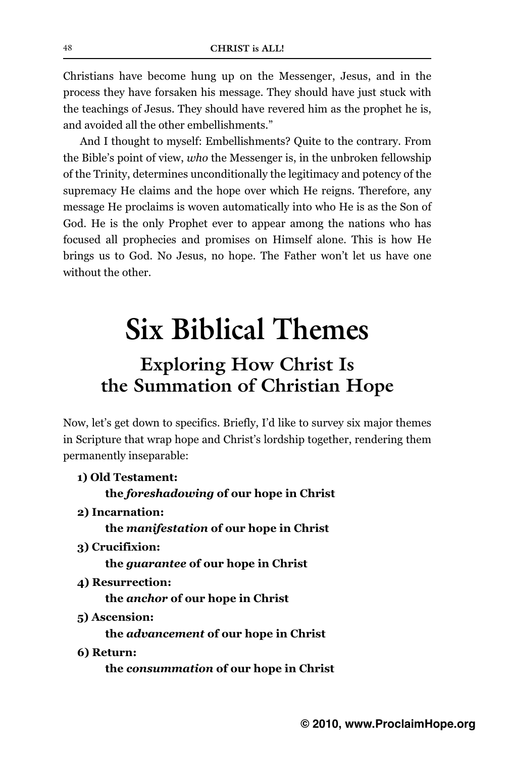Christians have become hung up on the Messenger, Jesus, and in the process they have forsaken his message. They should have just stuck with the teachings of Jesus. They should have revered him as the prophet he is, and avoided all the other embellishments."

And I thought to myself: Embellishments? Quite to the contrary. From the Bible's point of view, *who* the Messenger is, in the unbroken fellowship of the Trinity, determines unconditionally the legitimacy and potency of the supremacy He claims and the hope over which He reigns. Therefore, any message He proclaims is woven automatically into who He is as the Son of God. He is the only Prophet ever to appear among the nations who has focused all prophecies and promises on Himself alone. This is how He brings us to God. No Jesus, no hope. The Father won't let us have one without the other.

# Six Biblical Themes

## Exploring How Christ Is the Summation of Christian Hope

Now, let's get down to specifics. Briefly, I'd like to survey six major themes in Scripture that wrap hope and Christ's lordship together, rendering them permanently inseparable:

**1) Old Testament:**
  **the *foreshadowing* of our hope in Christ**

**2) Incarnation:**
  **the *manifestation* of our hope in Christ**

**3) Crucifixion:**
  **the *guarantee* of our hope in Christ**

**4) Resurrection:**
  **the *anchor* of our hope in Christ**

**5) Ascension:**
  **the *advancement* of our hope in Christ**

**6) Return:**
  **the *consummation* of our hope in Christ**

**© 2010, www.ProclaimHope.org**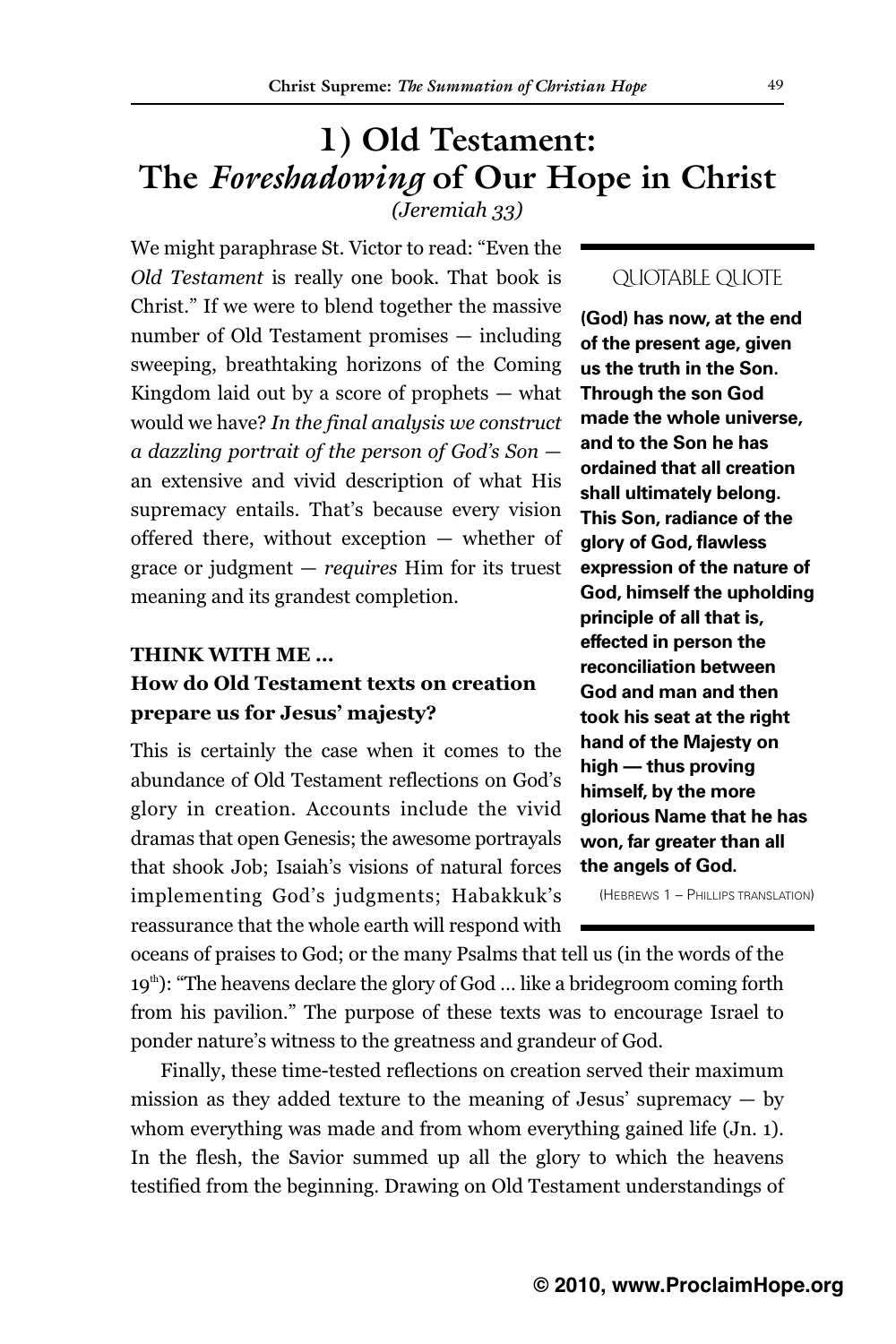# 1) Old Testament: The *Foreshadowing* of Our Hope in Christ

*(Jeremiah 33)*

We might paraphrase St. Victor to read: "Even the *Old Testament* is really one book. That book is Christ." If we were to blend together the massive number of Old Testament promises — including sweeping, breathtaking horizons of the Coming Kingdom laid out by a score of prophets — what would we have? *In the final analysis we construct a dazzling portrait of the person of God's Son* — an extensive and vivid description of what His supremacy entails. That's because every vision offered there, without exception — whether of grace or judgment — *requires* Him for its truest meaning and its grandest completion.

> QUOTABLE QUOTE
>
> **(God) has now, at the end of the present age, given us the truth in the Son. Through the son God made the whole universe, and to the Son he has ordained that all creation shall ultimately belong. This Son, radiance of the glory of God, flawless expression of the nature of God, himself the upholding principle of all that is, effected in person the reconciliation between God and man and then took his seat at the right hand of the Majesty on high — thus proving himself, by the more glorious Name that he has won, far greater than all the angels of God.**
>
> (HEBREWS 1 – PHILLIPS TRANSLATION)

**THINK WITH ME ...**

### How do Old Testament texts on creation prepare us for Jesus' majesty?

This is certainly the case when it comes to the abundance of Old Testament reflections on God's glory in creation. Accounts include the vivid dramas that open Genesis; the awesome portrayals that shook Job; Isaiah's visions of natural forces implementing God's judgments; Habakkuk's reassurance that the whole earth will respond with oceans of praises to God; or the many Psalms that tell us (in the words of the 19th): "The heavens declare the glory of God ... like a bridegroom coming forth from his pavilion." The purpose of these texts was to encourage Israel to ponder nature's witness to the greatness and grandeur of God.

Finally, these time-tested reflections on creation served their maximum mission as they added texture to the meaning of Jesus' supremacy — by whom everything was made and from whom everything gained life (Jn. 1). In the flesh, the Savior summed up all the glory to which the heavens testified from the beginning. Drawing on Old Testament understandings of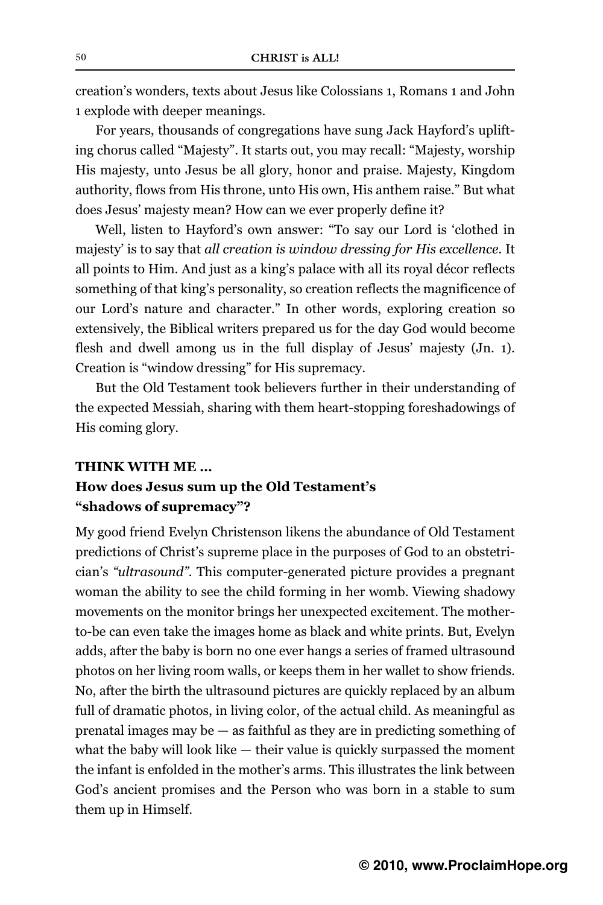creation's wonders, texts about Jesus like Colossians 1, Romans 1 and John 1 explode with deeper meanings.

For years, thousands of congregations have sung Jack Hayford's uplifting chorus called "Majesty". It starts out, you may recall: "Majesty, worship His majesty, unto Jesus be all glory, honor and praise. Majesty, Kingdom authority, flows from His throne, unto His own, His anthem raise." But what does Jesus' majesty mean? How can we ever properly define it?

Well, listen to Hayford's own answer: "To say our Lord is 'clothed in majesty' is to say that *all creation is window dressing for His excellence*. It all points to Him. And just as a king's palace with all its royal décor reflects something of that king's personality, so creation reflects the magnificence of our Lord's nature and character." In other words, exploring creation so extensively, the Biblical writers prepared us for the day God would become flesh and dwell among us in the full display of Jesus' majesty (Jn. 1). Creation is "window dressing" for His supremacy.

But the Old Testament took believers further in their understanding of the expected Messiah, sharing with them heart-stopping foreshadowings of His coming glory.

**THINK WITH ME ...**
**How does Jesus sum up the Old Testament's "shadows of supremacy"?**

My good friend Evelyn Christenson likens the abundance of Old Testament predictions of Christ's supreme place in the purposes of God to an obstetrician's *"ultrasound"*. This computer-generated picture provides a pregnant woman the ability to see the child forming in her womb. Viewing shadowy movements on the monitor brings her unexpected excitement. The mother-to-be can even take the images home as black and white prints. But, Evelyn adds, after the baby is born no one ever hangs a series of framed ultrasound photos on her living room walls, or keeps them in her wallet to show friends. No, after the birth the ultrasound pictures are quickly replaced by an album full of dramatic photos, in living color, of the actual child. As meaningful as prenatal images may be — as faithful as they are in predicting something of what the baby will look like — their value is quickly surpassed the moment the infant is enfolded in the mother's arms. This illustrates the link between God's ancient promises and the Person who was born in a stable to sum them up in Himself.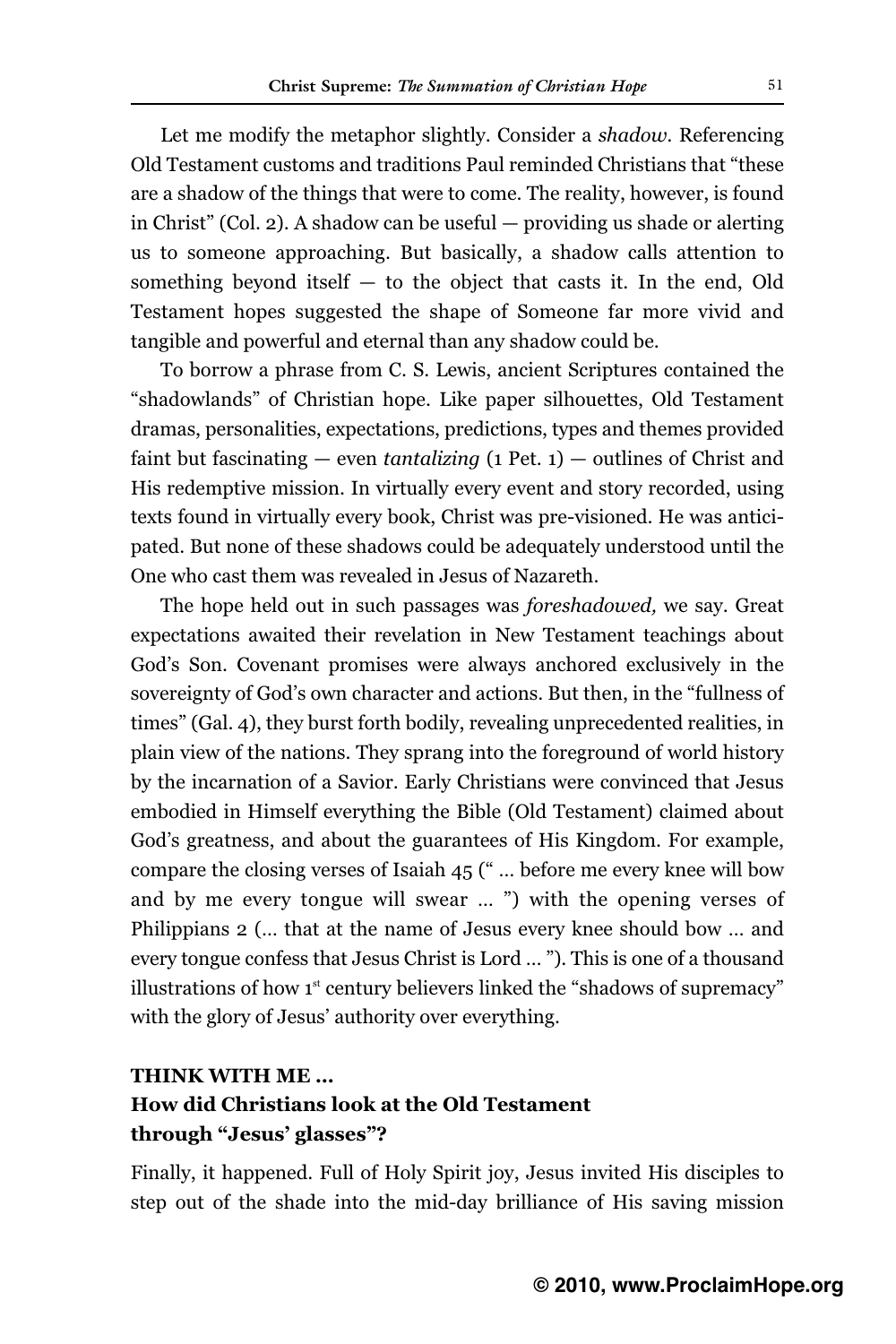Let me modify the metaphor slightly. Consider a *shadow*. Referencing Old Testament customs and traditions Paul reminded Christians that "these are a shadow of the things that were to come. The reality, however, is found in Christ" (Col. 2). A shadow can be useful — providing us shade or alerting us to someone approaching. But basically, a shadow calls attention to something beyond itself — to the object that casts it. In the end, Old Testament hopes suggested the shape of Someone far more vivid and tangible and powerful and eternal than any shadow could be.

To borrow a phrase from C. S. Lewis, ancient Scriptures contained the "shadowlands" of Christian hope. Like paper silhouettes, Old Testament dramas, personalities, expectations, predictions, types and themes provided faint but fascinating — even *tantalizing* (1 Pet. 1) — outlines of Christ and His redemptive mission. In virtually every event and story recorded, using texts found in virtually every book, Christ was pre-visioned. He was anticipated. But none of these shadows could be adequately understood until the One who cast them was revealed in Jesus of Nazareth.

The hope held out in such passages was *foreshadowed,* we say. Great expectations awaited their revelation in New Testament teachings about God's Son. Covenant promises were always anchored exclusively in the sovereignty of God's own character and actions. But then, in the "fullness of times" (Gal. 4), they burst forth bodily, revealing unprecedented realities, in plain view of the nations. They sprang into the foreground of world history by the incarnation of a Savior. Early Christians were convinced that Jesus embodied in Himself everything the Bible (Old Testament) claimed about God's greatness, and about the guarantees of His Kingdom. For example, compare the closing verses of Isaiah 45 (" ... before me every knee will bow and by me every tongue will swear ... ") with the opening verses of Philippians 2 (... that at the name of Jesus every knee should bow ... and every tongue confess that Jesus Christ is Lord ... "). This is one of a thousand illustrations of how 1st century believers linked the "shadows of supremacy" with the glory of Jesus' authority over everything.

**THINK WITH ME ...**
**How did Christians look at the Old Testament through "Jesus' glasses"?**

Finally, it happened. Full of Holy Spirit joy, Jesus invited His disciples to step out of the shade into the mid-day brilliance of His saving mission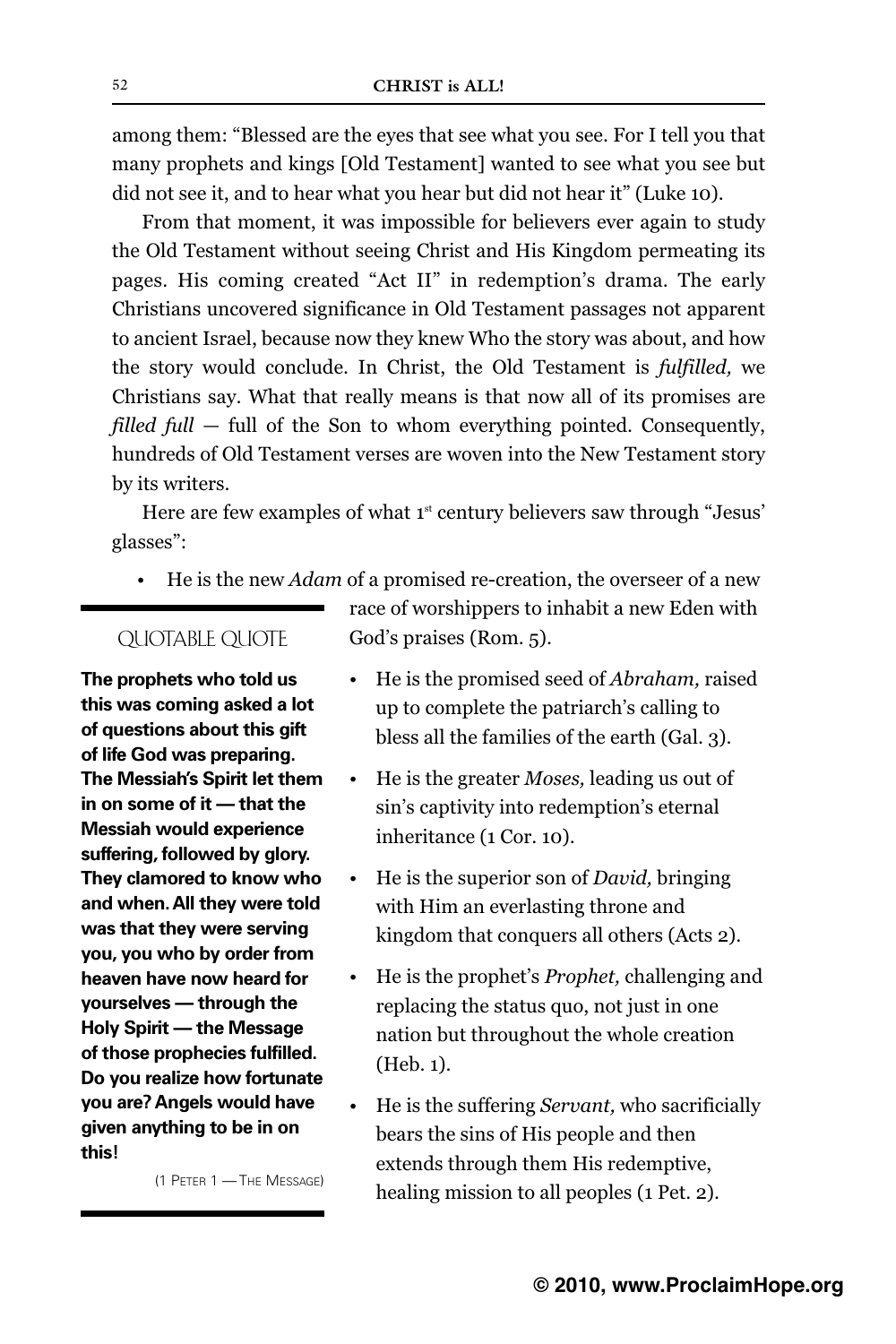among them: "Blessed are the eyes that see what you see. For I tell you that many prophets and kings [Old Testament] wanted to see what you see but did not see it, and to hear what you hear but did not hear it" (Luke 10).

From that moment, it was impossible for believers ever again to study the Old Testament without seeing Christ and His Kingdom permeating its pages. His coming created "Act II" in redemption's drama. The early Christians uncovered significance in Old Testament passages not apparent to ancient Israel, because now they knew Who the story was about, and how the story would conclude. In Christ, the Old Testament is *fulfilled,* we Christians say. What that really means is that now all of its promises are *filled full* — full of the Son to whom everything pointed. Consequently, hundreds of Old Testament verses are woven into the New Testament story by its writers.

Here are few examples of what 1st century believers saw through "Jesus' glasses":

- He is the new *Adam* of a promised re-creation, the overseer of a new race of worshippers to inhabit a new Eden with God's praises (Rom. 5).
- He is the promised seed of *Abraham,* raised up to complete the patriarch's calling to bless all the families of the earth (Gal. 3).
- He is the greater *Moses,* leading us out of sin's captivity into redemption's eternal inheritance (1 Cor. 10).
- He is the superior son of *David,* bringing with Him an everlasting throne and kingdom that conquers all others (Acts 2).
- He is the prophet's *Prophet,* challenging and replacing the status quo, not just in one nation but throughout the whole creation (Heb. 1).
- He is the suffering *Servant,* who sacrificially bears the sins of His people and then extends through them His redemptive, healing mission to all peoples (1 Pet. 2).

QUOTABLE QUOTE

**The prophets who told us this was coming asked a lot of questions about this gift of life God was preparing. The Messiah's Spirit let them in on some of it — that the Messiah would experience suffering, followed by glory. They clamored to know who and when. All they were told was that they were serving you, you who by order from heaven have now heard for yourselves — through the Holy Spirit — the Message of those prophecies fulfilled. Do you realize how fortunate you are? Angels would have given anything to be in on this!**

(1 Peter 1 — The Message)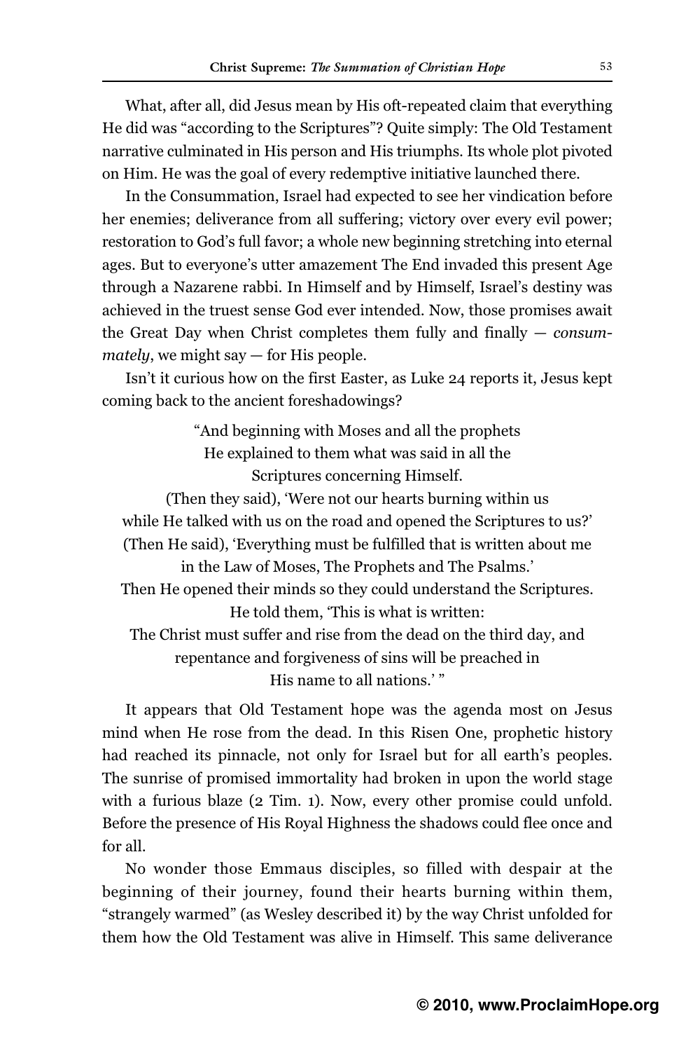What, after all, did Jesus mean by His oft-repeated claim that everything He did was "according to the Scriptures"? Quite simply: The Old Testament narrative culminated in His person and His triumphs. Its whole plot pivoted on Him. He was the goal of every redemptive initiative launched there.

In the Consummation, Israel had expected to see her vindication before her enemies; deliverance from all suffering; victory over every evil power; restoration to God's full favor; a whole new beginning stretching into eternal ages. But to everyone's utter amazement The End invaded this present Age through a Nazarene rabbi. In Himself and by Himself, Israel's destiny was achieved in the truest sense God ever intended. Now, those promises await the Great Day when Christ completes them fully and finally — *consummately*, we might say — for His people.

Isn't it curious how on the first Easter, as Luke 24 reports it, Jesus kept coming back to the ancient foreshadowings?

> "And beginning with Moses and all the prophets
> He explained to them what was said in all the
> Scriptures concerning Himself.
> (Then they said), 'Were not our hearts burning within us
> while He talked with us on the road and opened the Scriptures to us?'
> (Then He said), 'Everything must be fulfilled that is written about me
> in the Law of Moses, The Prophets and The Psalms.'
> Then He opened their minds so they could understand the Scriptures.
> He told them, 'This is what is written:
> The Christ must suffer and rise from the dead on the third day, and
> repentance and forgiveness of sins will be preached in
> His name to all nations.' "

It appears that Old Testament hope was the agenda most on Jesus mind when He rose from the dead. In this Risen One, prophetic history had reached its pinnacle, not only for Israel but for all earth's peoples. The sunrise of promised immortality had broken in upon the world stage with a furious blaze (2 Tim. 1). Now, every other promise could unfold. Before the presence of His Royal Highness the shadows could flee once and for all.

No wonder those Emmaus disciples, so filled with despair at the beginning of their journey, found their hearts burning within them, "strangely warmed" (as Wesley described it) by the way Christ unfolded for them how the Old Testament was alive in Himself. This same deliverance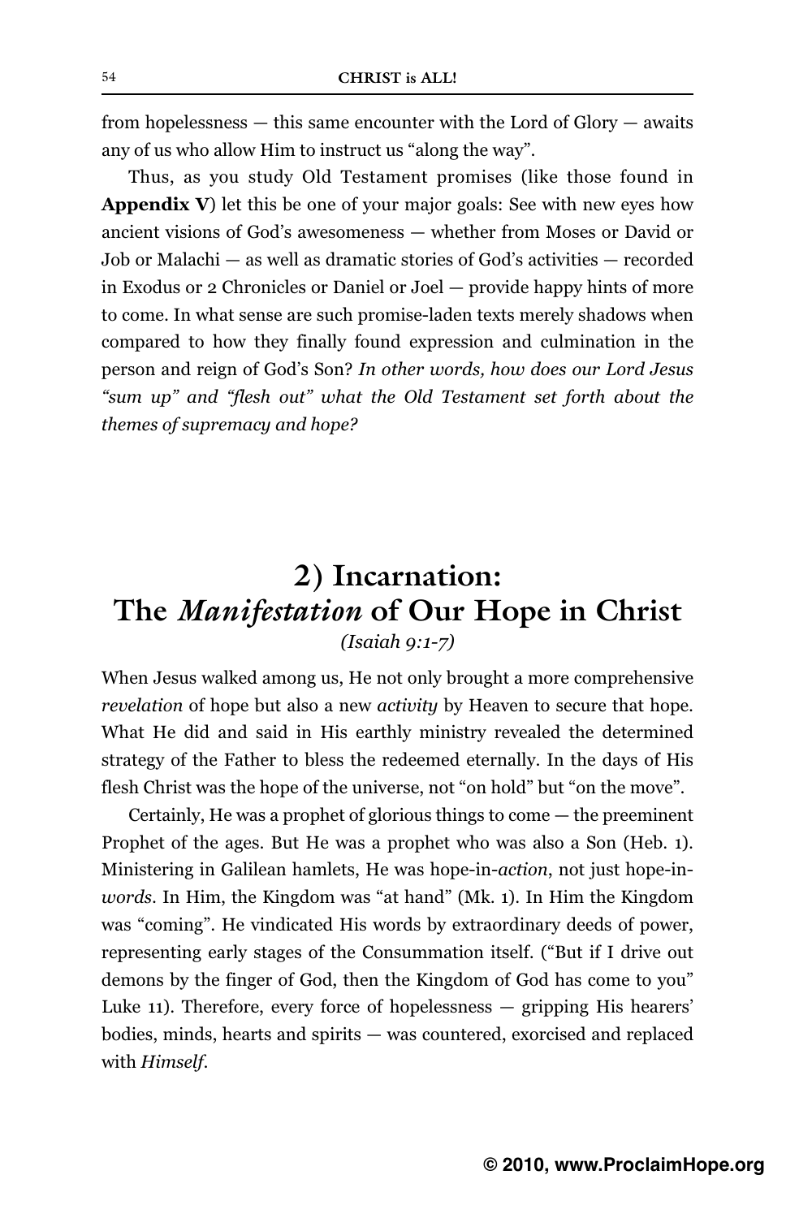from hopelessness — this same encounter with the Lord of Glory — awaits any of us who allow Him to instruct us "along the way".

Thus, as you study Old Testament promises (like those found in **Appendix V**) let this be one of your major goals: See with new eyes how ancient visions of God's awesomeness — whether from Moses or David or Job or Malachi — as well as dramatic stories of God's activities — recorded in Exodus or 2 Chronicles or Daniel or Joel — provide happy hints of more to come. In what sense are such promise-laden texts merely shadows when compared to how they finally found expression and culmination in the person and reign of God's Son? *In other words, how does our Lord Jesus "sum up" and "flesh out" what the Old Testament set forth about the themes of supremacy and hope?*

## 2) Incarnation: The *Manifestation* of Our Hope in Christ

*(Isaiah 9:1-7)*

When Jesus walked among us, He not only brought a more comprehensive *revelation* of hope but also a new *activity* by Heaven to secure that hope. What He did and said in His earthly ministry revealed the determined strategy of the Father to bless the redeemed eternally. In the days of His flesh Christ was the hope of the universe, not "on hold" but "on the move".

Certainly, He was a prophet of glorious things to come — the preeminent Prophet of the ages. But He was a prophet who was also a Son (Heb. 1). Ministering in Galilean hamlets, He was hope-in-*action*, not just hope-in-*words*. In Him, the Kingdom was "at hand" (Mk. 1). In Him the Kingdom was "coming". He vindicated His words by extraordinary deeds of power, representing early stages of the Consummation itself. ("But if I drive out demons by the finger of God, then the Kingdom of God has come to you" Luke 11). Therefore, every force of hopelessness — gripping His hearers' bodies, minds, hearts and spirits — was countered, exorcised and replaced with *Himself*.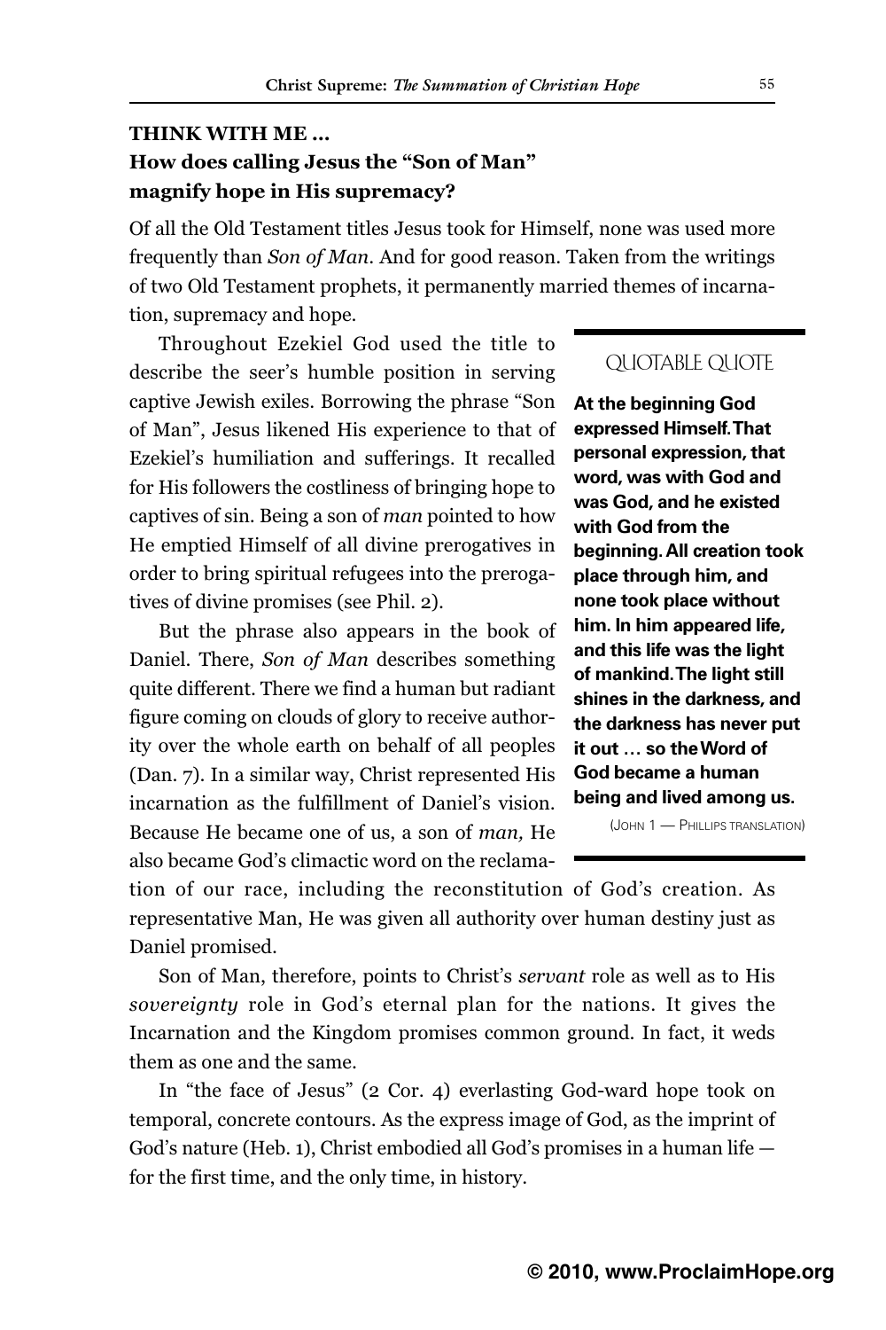**THINK WITH ME …**
**How does calling Jesus the "Son of Man" magnify hope in His supremacy?**

Of all the Old Testament titles Jesus took for Himself, none was used more frequently than *Son of Man*. And for good reason. Taken from the writings of two Old Testament prophets, it permanently married themes of incarnation, supremacy and hope.

Throughout Ezekiel God used the title to describe the seer's humble position in serving captive Jewish exiles. Borrowing the phrase "Son of Man", Jesus likened His experience to that of Ezekiel's humiliation and sufferings. It recalled for His followers the costliness of bringing hope to captives of sin. Being a son of *man* pointed to how He emptied Himself of all divine prerogatives in order to bring spiritual refugees into the prerogatives of divine promises (see Phil. 2).

But the phrase also appears in the book of Daniel. There, *Son of Man* describes something quite different. There we find a human but radiant figure coming on clouds of glory to receive authority over the whole earth on behalf of all peoples (Dan. 7). In a similar way, Christ represented His incarnation as the fulfillment of Daniel's vision. Because He became one of us, a son of *man,* He also became God's climactic word on the reclamation of our race, including the reconstitution of God's creation. As representative Man, He was given all authority over human destiny just as Daniel promised.

> QUOTABLE QUOTE
>
> **At the beginning God expressed Himself. That personal expression, that word, was with God and was God, and he existed with God from the beginning. All creation took place through him, and none took place without him. In him appeared life, and this life was the light of mankind. The light still shines in the darkness, and the darkness has never put it out … so the Word of God became a human being and lived among us.**
>
> (John 1 — Phillips translation)

Son of Man, therefore, points to Christ's *servant* role as well as to His *sovereignty* role in God's eternal plan for the nations. It gives the Incarnation and the Kingdom promises common ground. In fact, it weds them as one and the same.

In "the face of Jesus" (2 Cor. 4) everlasting God-ward hope took on temporal, concrete contours. As the express image of God, as the imprint of God's nature (Heb. 1), Christ embodied all God's promises in a human life — for the first time, and the only time, in history.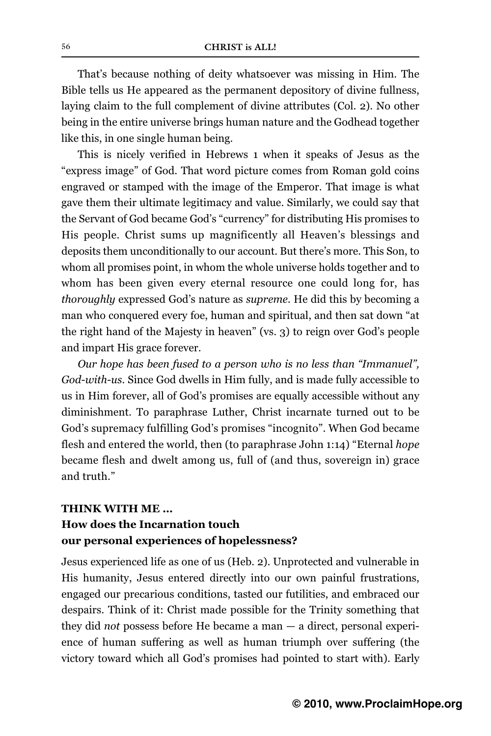That's because nothing of deity whatsoever was missing in Him. The Bible tells us He appeared as the permanent depository of divine fullness, laying claim to the full complement of divine attributes (Col. 2). No other being in the entire universe brings human nature and the Godhead together like this, in one single human being.

This is nicely verified in Hebrews 1 when it speaks of Jesus as the "express image" of God. That word picture comes from Roman gold coins engraved or stamped with the image of the Emperor. That image is what gave them their ultimate legitimacy and value. Similarly, we could say that the Servant of God became God's "currency" for distributing His promises to His people. Christ sums up magnificently all Heaven's blessings and deposits them unconditionally to our account. But there's more. This Son, to whom all promises point, in whom the whole universe holds together and to whom has been given every eternal resource one could long for, has *thoroughly* expressed God's nature as *supreme*. He did this by becoming a man who conquered every foe, human and spiritual, and then sat down "at the right hand of the Majesty in heaven" (vs. 3) to reign over God's people and impart His grace forever.

*Our hope has been fused to a person who is no less than "Immanuel", God-with-us.* Since God dwells in Him fully, and is made fully accessible to us in Him forever, all of God's promises are equally accessible without any diminishment. To paraphrase Luther, Christ incarnate turned out to be God's supremacy fulfilling God's promises "incognito". When God became flesh and entered the world, then (to paraphrase John 1:14) "Eternal *hope* became flesh and dwelt among us, full of (and thus, sovereign in) grace and truth."

**THINK WITH ME ...**
**How does the Incarnation touch our personal experiences of hopelessness?**

Jesus experienced life as one of us (Heb. 2). Unprotected and vulnerable in His humanity, Jesus entered directly into our own painful frustrations, engaged our precarious conditions, tasted our futilities, and embraced our despairs. Think of it: Christ made possible for the Trinity something that they did *not* possess before He became a man — a direct, personal experience of human suffering as well as human triumph over suffering (the victory toward which all God's promises had pointed to start with). Early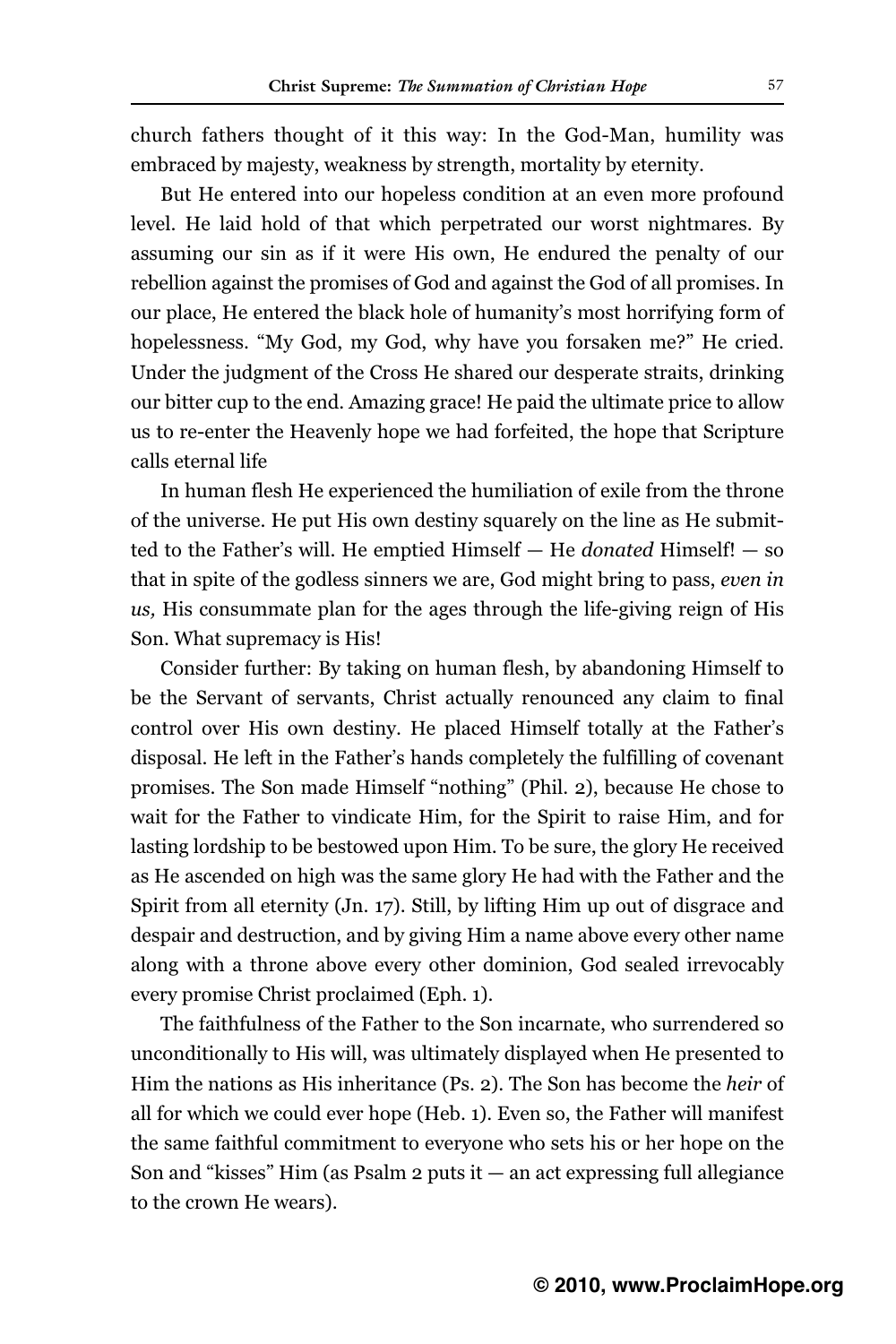church fathers thought of it this way: In the God-Man, humility was embraced by majesty, weakness by strength, mortality by eternity.

But He entered into our hopeless condition at an even more profound level. He laid hold of that which perpetrated our worst nightmares. By assuming our sin as if it were His own, He endured the penalty of our rebellion against the promises of God and against the God of all promises. In our place, He entered the black hole of humanity's most horrifying form of hopelessness. "My God, my God, why have you forsaken me?" He cried. Under the judgment of the Cross He shared our desperate straits, drinking our bitter cup to the end. Amazing grace! He paid the ultimate price to allow us to re-enter the Heavenly hope we had forfeited, the hope that Scripture calls eternal life

In human flesh He experienced the humiliation of exile from the throne of the universe. He put His own destiny squarely on the line as He submitted to the Father's will. He emptied Himself — He *donated* Himself! — so that in spite of the godless sinners we are, God might bring to pass, *even in us,* His consummate plan for the ages through the life-giving reign of His Son. What supremacy is His!

Consider further: By taking on human flesh, by abandoning Himself to be the Servant of servants, Christ actually renounced any claim to final control over His own destiny. He placed Himself totally at the Father's disposal. He left in the Father's hands completely the fulfilling of covenant promises. The Son made Himself "nothing" (Phil. 2), because He chose to wait for the Father to vindicate Him, for the Spirit to raise Him, and for lasting lordship to be bestowed upon Him. To be sure, the glory He received as He ascended on high was the same glory He had with the Father and the Spirit from all eternity (Jn. 17). Still, by lifting Him up out of disgrace and despair and destruction, and by giving Him a name above every other name along with a throne above every other dominion, God sealed irrevocably every promise Christ proclaimed (Eph. 1).

The faithfulness of the Father to the Son incarnate, who surrendered so unconditionally to His will, was ultimately displayed when He presented to Him the nations as His inheritance (Ps. 2). The Son has become the *heir* of all for which we could ever hope (Heb. 1). Even so, the Father will manifest the same faithful commitment to everyone who sets his or her hope on the Son and "kisses" Him (as Psalm 2 puts it — an act expressing full allegiance to the crown He wears).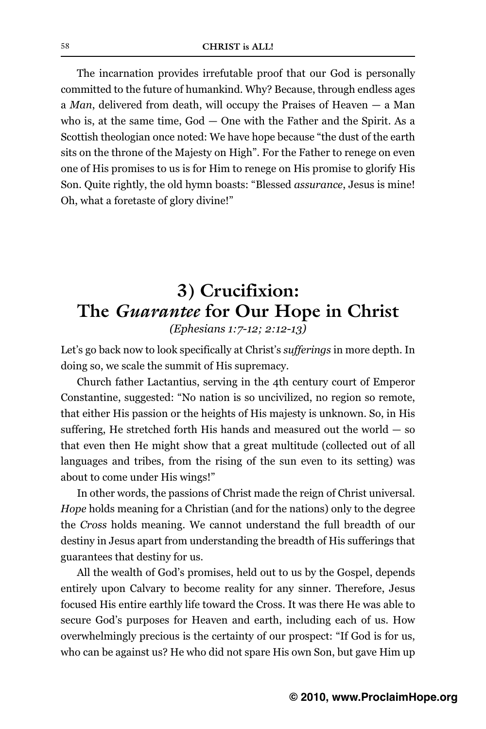The incarnation provides irrefutable proof that our God is personally committed to the future of humankind. Why? Because, through endless ages a *Man*, delivered from death, will occupy the Praises of Heaven — a Man who is, at the same time, God — One with the Father and the Spirit. As a Scottish theologian once noted: We have hope because "the dust of the earth sits on the throne of the Majesty on High". For the Father to renege on even one of His promises to us is for Him to renege on His promise to glorify His Son. Quite rightly, the old hymn boasts: "Blessed *assurance*, Jesus is mine! Oh, what a foretaste of glory divine!"

## 3) Crucifixion: The *Guarantee* for Our Hope in Christ

*(Ephesians 1:7-12; 2:12-13)*

Let's go back now to look specifically at Christ's *sufferings* in more depth. In doing so, we scale the summit of His supremacy.

Church father Lactantius, serving in the 4th century court of Emperor Constantine, suggested: "No nation is so uncivilized, no region so remote, that either His passion or the heights of His majesty is unknown. So, in His suffering, He stretched forth His hands and measured out the world — so that even then He might show that a great multitude (collected out of all languages and tribes, from the rising of the sun even to its setting) was about to come under His wings!"

In other words, the passions of Christ made the reign of Christ universal. *Hope* holds meaning for a Christian (and for the nations) only to the degree the *Cross* holds meaning. We cannot understand the full breadth of our destiny in Jesus apart from understanding the breadth of His sufferings that guarantees that destiny for us.

All the wealth of God's promises, held out to us by the Gospel, depends entirely upon Calvary to become reality for any sinner. Therefore, Jesus focused His entire earthly life toward the Cross. It was there He was able to secure God's purposes for Heaven and earth, including each of us. How overwhelmingly precious is the certainty of our prospect: "If God is for us, who can be against us? He who did not spare His own Son, but gave Him up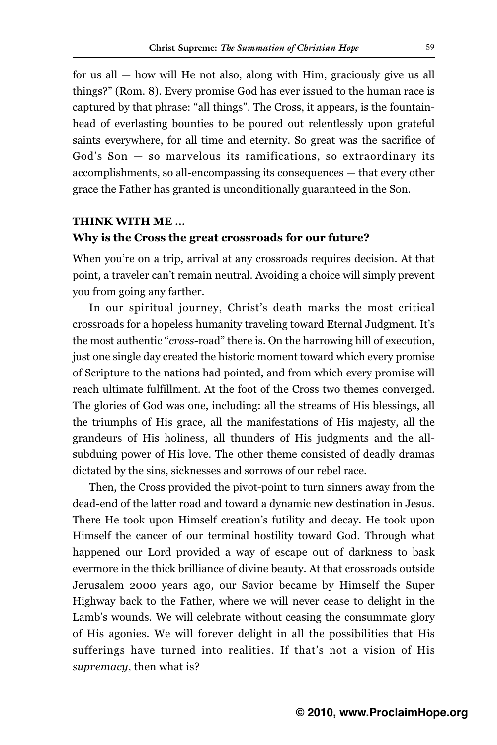for us all — how will He not also, along with Him, graciously give us all things?" (Rom. 8). Every promise God has ever issued to the human race is captured by that phrase: "all things". The Cross, it appears, is the fountainhead of everlasting bounties to be poured out relentlessly upon grateful saints everywhere, for all time and eternity. So great was the sacrifice of God's Son — so marvelous its ramifications, so extraordinary its accomplishments, so all-encompassing its consequences — that every other grace the Father has granted is unconditionally guaranteed in the Son.

**THINK WITH ME ...**
**Why is the Cross the great crossroads for our future?**

When you're on a trip, arrival at any crossroads requires decision. At that point, a traveler can't remain neutral. Avoiding a choice will simply prevent you from going any farther.

In our spiritual journey, Christ's death marks the most critical crossroads for a hopeless humanity traveling toward Eternal Judgment. It's the most authentic "*cross*-road" there is. On the harrowing hill of execution, just one single day created the historic moment toward which every promise of Scripture to the nations had pointed, and from which every promise will reach ultimate fulfillment. At the foot of the Cross two themes converged. The glories of God was one, including: all the streams of His blessings, all the triumphs of His grace, all the manifestations of His majesty, all the grandeurs of His holiness, all thunders of His judgments and the all-subduing power of His love. The other theme consisted of deadly dramas dictated by the sins, sicknesses and sorrows of our rebel race.

Then, the Cross provided the pivot-point to turn sinners away from the dead-end of the latter road and toward a dynamic new destination in Jesus. There He took upon Himself creation's futility and decay. He took upon Himself the cancer of our terminal hostility toward God. Through what happened our Lord provided a way of escape out of darkness to bask evermore in the thick brilliance of divine beauty. At that crossroads outside Jerusalem 2000 years ago, our Savior became by Himself the Super Highway back to the Father, where we will never cease to delight in the Lamb's wounds. We will celebrate without ceasing the consummate glory of His agonies. We will forever delight in all the possibilities that His sufferings have turned into realities. If that's not a vision of His *supremacy*, then what is?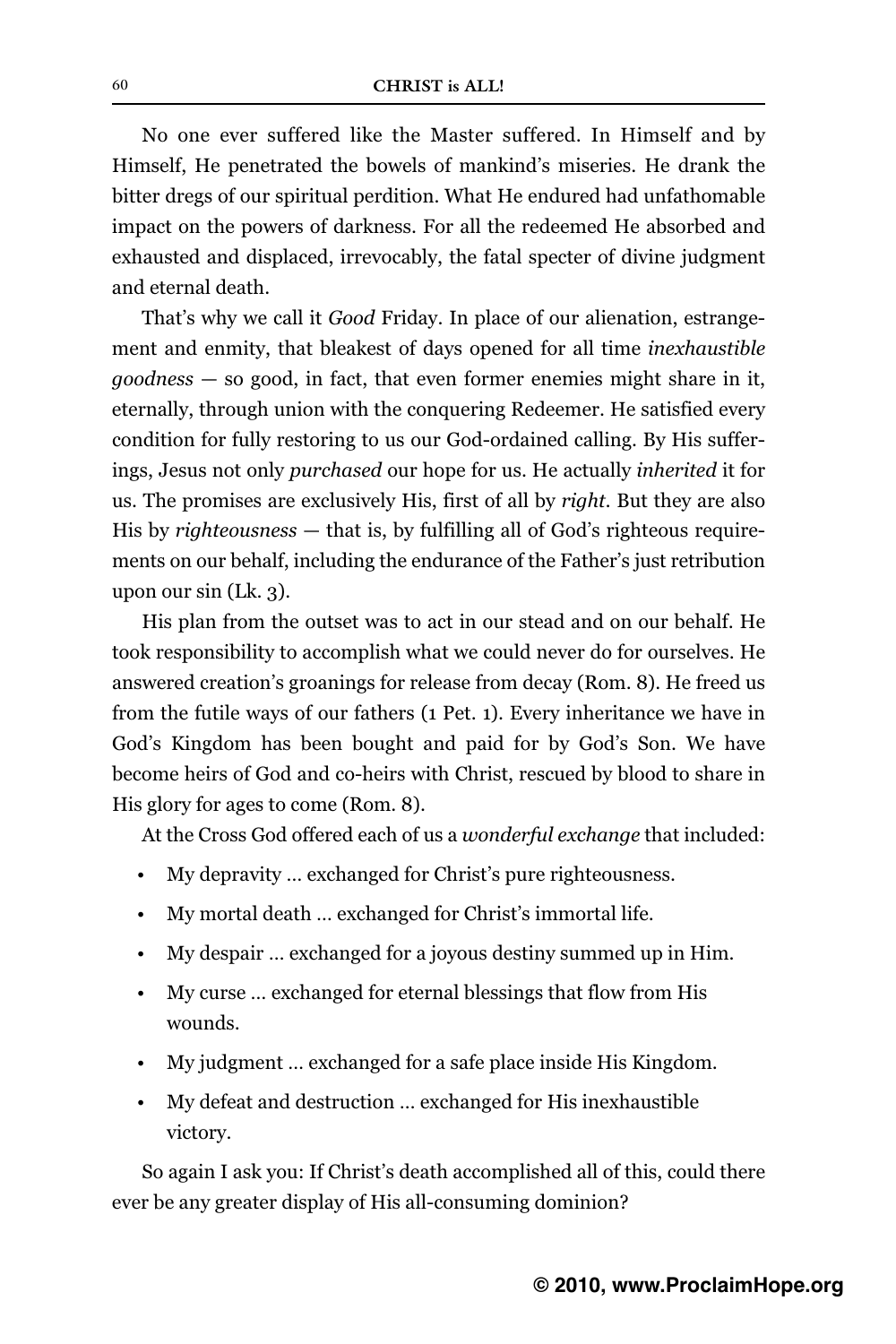No one ever suffered like the Master suffered. In Himself and by Himself, He penetrated the bowels of mankind's miseries. He drank the bitter dregs of our spiritual perdition. What He endured had unfathomable impact on the powers of darkness. For all the redeemed He absorbed and exhausted and displaced, irrevocably, the fatal specter of divine judgment and eternal death.

That's why we call it *Good* Friday. In place of our alienation, estrangement and enmity, that bleakest of days opened for all time *inexhaustible goodness* — so good, in fact, that even former enemies might share in it, eternally, through union with the conquering Redeemer. He satisfied every condition for fully restoring to us our God-ordained calling. By His sufferings, Jesus not only *purchased* our hope for us. He actually *inherited* it for us. The promises are exclusively His, first of all by *right*. But they are also His by *righteousness* — that is, by fulfilling all of God's righteous requirements on our behalf, including the endurance of the Father's just retribution upon our sin (Lk. 3).

His plan from the outset was to act in our stead and on our behalf. He took responsibility to accomplish what we could never do for ourselves. He answered creation's groanings for release from decay (Rom. 8). He freed us from the futile ways of our fathers (1 Pet. 1). Every inheritance we have in God's Kingdom has been bought and paid for by God's Son. We have become heirs of God and co-heirs with Christ, rescued by blood to share in His glory for ages to come (Rom. 8).

At the Cross God offered each of us a *wonderful exchange* that included:

- My depravity … exchanged for Christ's pure righteousness.
- My mortal death … exchanged for Christ's immortal life.
- My despair … exchanged for a joyous destiny summed up in Him.
- My curse … exchanged for eternal blessings that flow from His wounds.
- My judgment … exchanged for a safe place inside His Kingdom.
- My defeat and destruction … exchanged for His inexhaustible victory.

So again I ask you: If Christ's death accomplished all of this, could there ever be any greater display of His all-consuming dominion?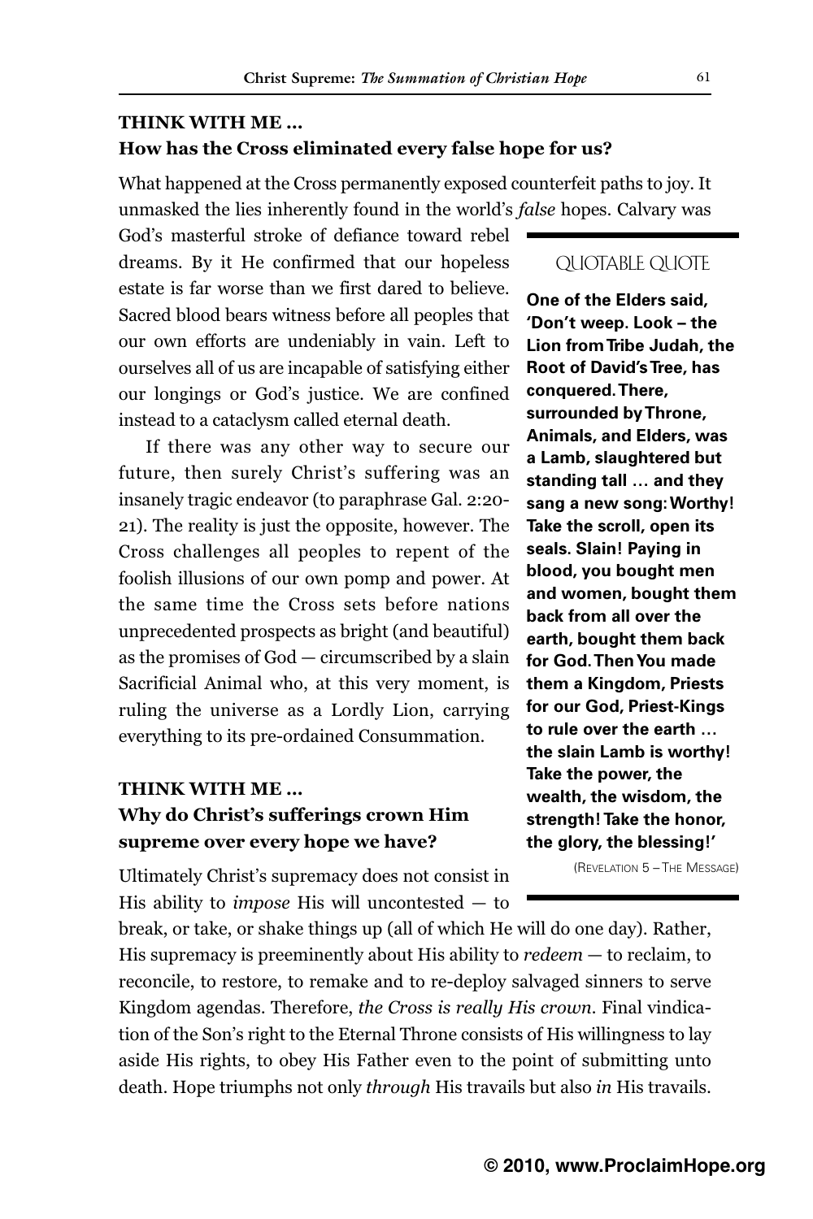**THINK WITH ME ...**
**How has the Cross eliminated every false hope for us?**

What happened at the Cross permanently exposed counterfeit paths to joy. It unmasked the lies inherently found in the world's *false* hopes. Calvary was God's masterful stroke of defiance toward rebel dreams. By it He confirmed that our hopeless estate is far worse than we first dared to believe. Sacred blood bears witness before all peoples that our own efforts are undeniably in vain. Left to ourselves all of us are incapable of satisfying either our longings or God's justice. We are confined instead to a cataclysm called eternal death.

If there was any other way to secure our future, then surely Christ's suffering was an insanely tragic endeavor (to paraphrase Gal. 2:20-21). The reality is just the opposite, however. The Cross challenges all peoples to repent of the foolish illusions of our own pomp and power. At the same time the Cross sets before nations unprecedented prospects as bright (and beautiful) as the promises of God — circumscribed by a slain Sacrificial Animal who, at this very moment, is ruling the universe as a Lordly Lion, carrying everything to its pre-ordained Consummation.

QUOTABLE QUOTE

**One of the Elders said, 'Don't weep. Look – the Lion from Tribe Judah, the Root of David's Tree, has conquered. There, surrounded by Throne, Animals, and Elders, was a Lamb, slaughtered but standing tall … and they sang a new song: Worthy! Take the scroll, open its seals. Slain! Paying in blood, you bought men and women, bought them back from all over the earth, bought them back for God. Then You made them a Kingdom, Priests for our God, Priest-Kings to rule over the earth … the slain Lamb is worthy! Take the power, the wealth, the wisdom, the strength! Take the honor, the glory, the blessing!'**

(Revelation 5 – The Message)

**THINK WITH ME ...**
**Why do Christ's sufferings crown Him supreme over every hope we have?**

Ultimately Christ's supremacy does not consist in His ability to *impose* His will uncontested — to break, or take, or shake things up (all of which He will do one day). Rather, His supremacy is preeminently about His ability to *redeem* — to reclaim, to reconcile, to restore, to remake and to re-deploy salvaged sinners to serve Kingdom agendas. Therefore, *the Cross is really His crown.* Final vindication of the Son's right to the Eternal Throne consists of His willingness to lay aside His rights, to obey His Father even to the point of submitting unto death. Hope triumphs not only *through* His travails but also *in* His travails.

**© 2010, www.ProclaimHope.org**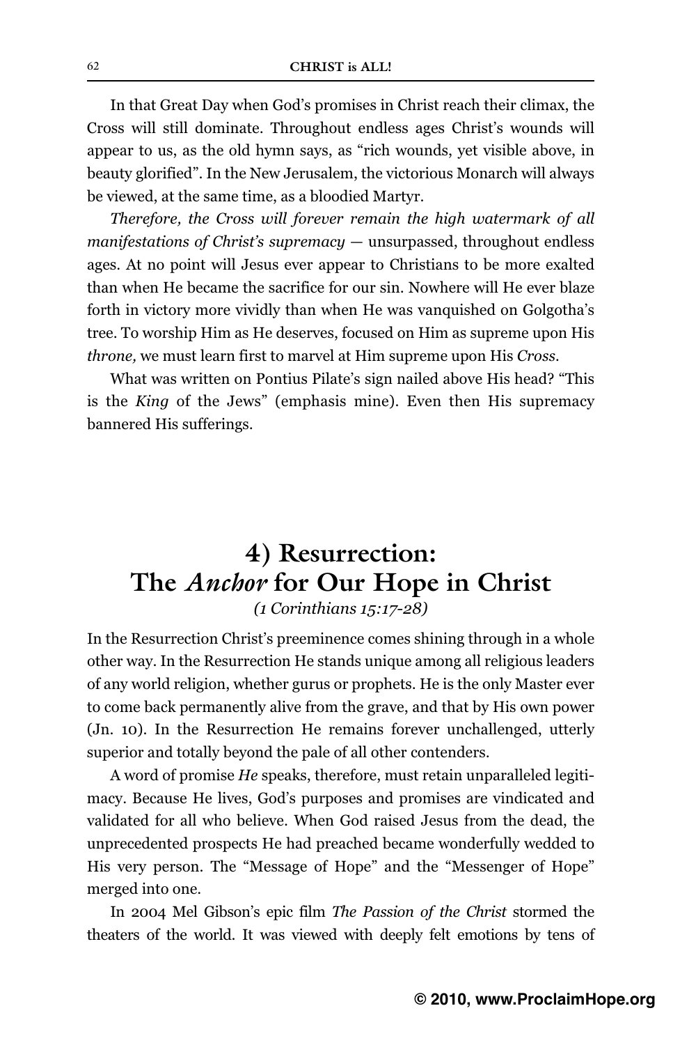In that Great Day when God's promises in Christ reach their climax, the Cross will still dominate. Throughout endless ages Christ's wounds will appear to us, as the old hymn says, as "rich wounds, yet visible above, in beauty glorified". In the New Jerusalem, the victorious Monarch will always be viewed, at the same time, as a bloodied Martyr.

*Therefore, the Cross will forever remain the high watermark of all manifestations of Christ's supremacy* — unsurpassed, throughout endless ages. At no point will Jesus ever appear to Christians to be more exalted than when He became the sacrifice for our sin. Nowhere will He ever blaze forth in victory more vividly than when He was vanquished on Golgotha's tree. To worship Him as He deserves, focused on Him as supreme upon His *throne,* we must learn first to marvel at Him supreme upon His *Cross*.

What was written on Pontius Pilate's sign nailed above His head? "This is the *King* of the Jews" (emphasis mine). Even then His supremacy bannered His sufferings.

## 4) Resurrection: The *Anchor* for Our Hope in Christ

*(1 Corinthians 15:17-28)*

In the Resurrection Christ's preeminence comes shining through in a whole other way. In the Resurrection He stands unique among all religious leaders of any world religion, whether gurus or prophets. He is the only Master ever to come back permanently alive from the grave, and that by His own power (Jn. 10). In the Resurrection He remains forever unchallenged, utterly superior and totally beyond the pale of all other contenders.

A word of promise *He* speaks, therefore, must retain unparalleled legitimacy. Because He lives, God's purposes and promises are vindicated and validated for all who believe. When God raised Jesus from the dead, the unprecedented prospects He had preached became wonderfully wedded to His very person. The "Message of Hope" and the "Messenger of Hope" merged into one.

In 2004 Mel Gibson's epic film *The Passion of the Christ* stormed the theaters of the world. It was viewed with deeply felt emotions by tens of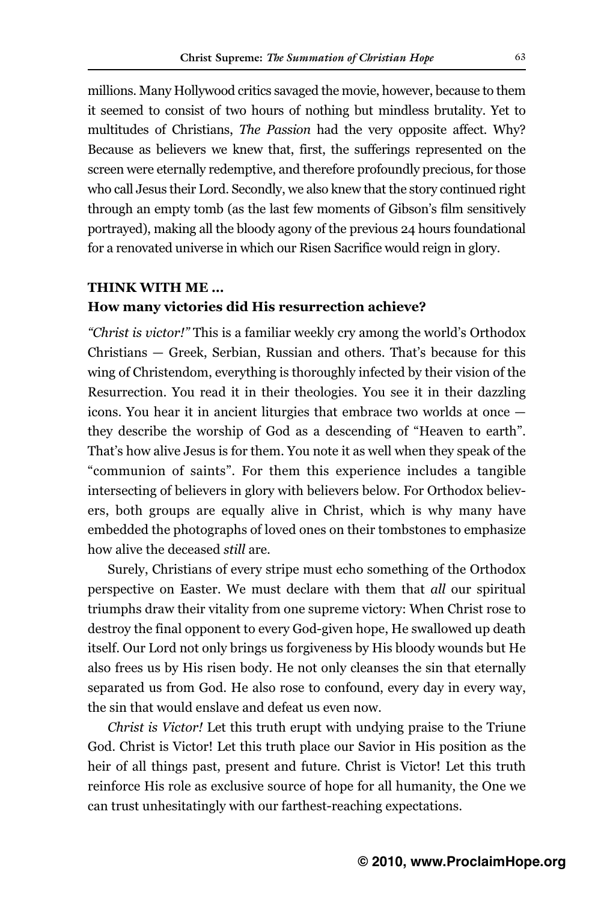millions. Many Hollywood critics savaged the movie, however, because to them it seemed to consist of two hours of nothing but mindless brutality. Yet to multitudes of Christians, *The Passion* had the very opposite affect. Why? Because as believers we knew that, first, the sufferings represented on the screen were eternally redemptive, and therefore profoundly precious, for those who call Jesus their Lord. Secondly, we also knew that the story continued right through an empty tomb (as the last few moments of Gibson's film sensitively portrayed), making all the bloody agony of the previous 24 hours foundational for a renovated universe in which our Risen Sacrifice would reign in glory.

**THINK WITH ME ...**
**How many victories did His resurrection achieve?**

*"Christ is victor!"* This is a familiar weekly cry among the world's Orthodox Christians — Greek, Serbian, Russian and others. That's because for this wing of Christendom, everything is thoroughly infected by their vision of the Resurrection. You read it in their theologies. You see it in their dazzling icons. You hear it in ancient liturgies that embrace two worlds at once — they describe the worship of God as a descending of "Heaven to earth". That's how alive Jesus is for them. You note it as well when they speak of the "communion of saints". For them this experience includes a tangible intersecting of believers in glory with believers below. For Orthodox believers, both groups are equally alive in Christ, which is why many have embedded the photographs of loved ones on their tombstones to emphasize how alive the deceased *still* are.

Surely, Christians of every stripe must echo something of the Orthodox perspective on Easter. We must declare with them that *all* our spiritual triumphs draw their vitality from one supreme victory: When Christ rose to destroy the final opponent to every God-given hope, He swallowed up death itself. Our Lord not only brings us forgiveness by His bloody wounds but He also frees us by His risen body. He not only cleanses the sin that eternally separated us from God. He also rose to confound, every day in every way, the sin that would enslave and defeat us even now.

*Christ is Victor!* Let this truth erupt with undying praise to the Triune God. Christ is Victor! Let this truth place our Savior in His position as the heir of all things past, present and future. Christ is Victor! Let this truth reinforce His role as exclusive source of hope for all humanity, the One we can trust unhesitatingly with our farthest-reaching expectations.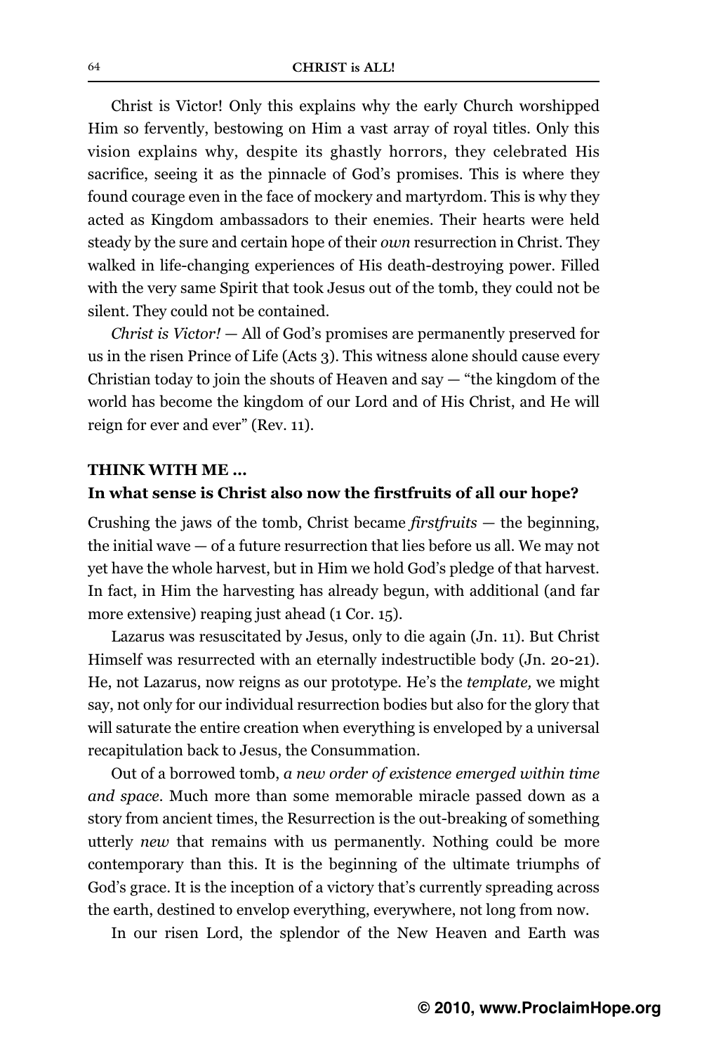Christ is Victor! Only this explains why the early Church worshipped Him so fervently, bestowing on Him a vast array of royal titles. Only this vision explains why, despite its ghastly horrors, they celebrated His sacrifice, seeing it as the pinnacle of God's promises. This is where they found courage even in the face of mockery and martyrdom. This is why they acted as Kingdom ambassadors to their enemies. Their hearts were held steady by the sure and certain hope of their *own* resurrection in Christ. They walked in life-changing experiences of His death-destroying power. Filled with the very same Spirit that took Jesus out of the tomb, they could not be silent. They could not be contained.

*Christ is Victor!* — All of God's promises are permanently preserved for us in the risen Prince of Life (Acts 3). This witness alone should cause every Christian today to join the shouts of Heaven and say — "the kingdom of the world has become the kingdom of our Lord and of His Christ, and He will reign for ever and ever" (Rev. 11).

**THINK WITH ME ...**

**In what sense is Christ also now the firstfruits of all our hope?**

Crushing the jaws of the tomb, Christ became *firstfruits* — the beginning, the initial wave — of a future resurrection that lies before us all. We may not yet have the whole harvest, but in Him we hold God's pledge of that harvest. In fact, in Him the harvesting has already begun, with additional (and far more extensive) reaping just ahead (1 Cor. 15).

Lazarus was resuscitated by Jesus, only to die again (Jn. 11). But Christ Himself was resurrected with an eternally indestructible body (Jn. 20-21). He, not Lazarus, now reigns as our prototype. He's the *template,* we might say, not only for our individual resurrection bodies but also for the glory that will saturate the entire creation when everything is enveloped by a universal recapitulation back to Jesus, the Consummation.

Out of a borrowed tomb, *a new order of existence emerged within time and space*. Much more than some memorable miracle passed down as a story from ancient times, the Resurrection is the out-breaking of something utterly *new* that remains with us permanently. Nothing could be more contemporary than this. It is the beginning of the ultimate triumphs of God's grace. It is the inception of a victory that's currently spreading across the earth, destined to envelop everything, everywhere, not long from now.

In our risen Lord, the splendor of the New Heaven and Earth was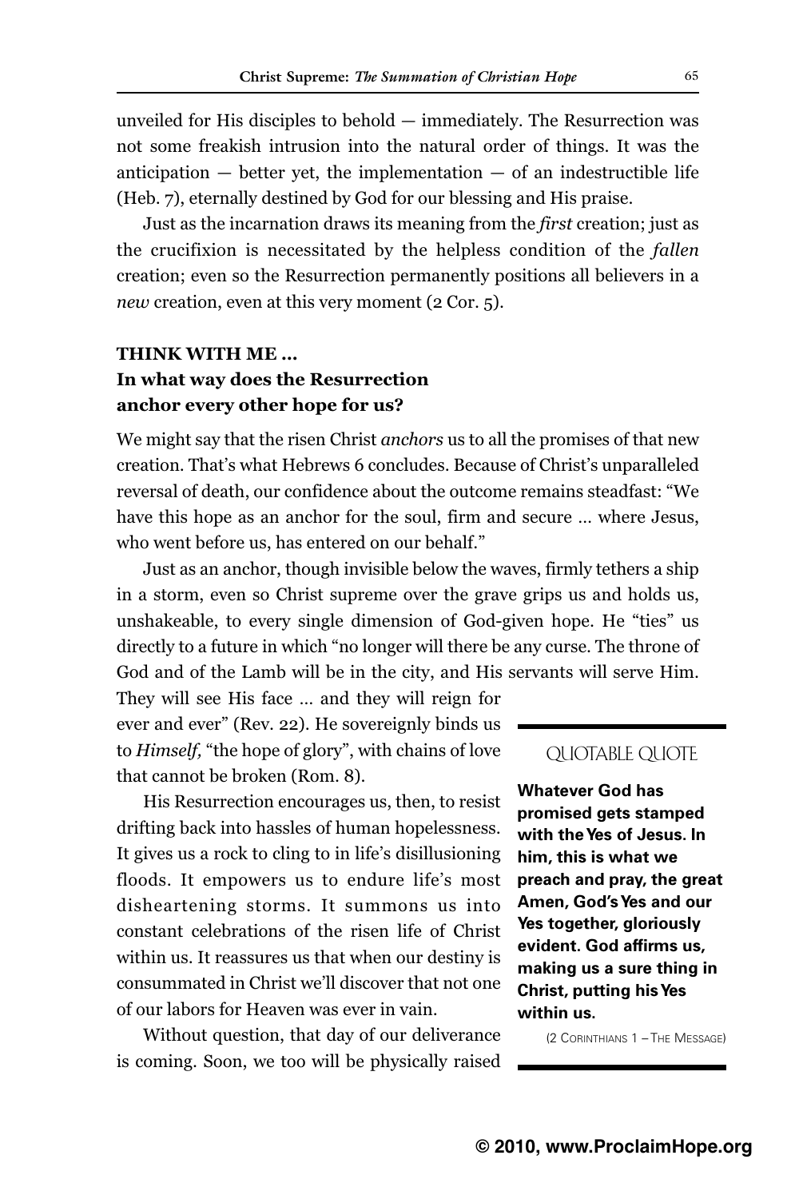unveiled for His disciples to behold — immediately. The Resurrection was not some freakish intrusion into the natural order of things. It was the anticipation — better yet, the implementation — of an indestructible life (Heb. 7), eternally destined by God for our blessing and His praise.

Just as the incarnation draws its meaning from the *first* creation; just as the crucifixion is necessitated by the helpless condition of the *fallen* creation; even so the Resurrection permanently positions all believers in a *new* creation, even at this very moment (2 Cor. 5).

**THINK WITH ME ...**
**In what way does the Resurrection anchor every other hope for us?**

We might say that the risen Christ *anchors* us to all the promises of that new creation. That's what Hebrews 6 concludes. Because of Christ's unparalleled reversal of death, our confidence about the outcome remains steadfast: "We have this hope as an anchor for the soul, firm and secure ... where Jesus, who went before us, has entered on our behalf."

Just as an anchor, though invisible below the waves, firmly tethers a ship in a storm, even so Christ supreme over the grave grips us and holds us, unshakeable, to every single dimension of God-given hope. He "ties" us directly to a future in which "no longer will there be any curse. The throne of God and of the Lamb will be in the city, and His servants will serve Him. They will see His face ... and they will reign for ever and ever" (Rev. 22). He sovereignly binds us to *Himself,* "the hope of glory", with chains of love that cannot be broken (Rom. 8).

His Resurrection encourages us, then, to resist drifting back into hassles of human hopelessness. It gives us a rock to cling to in life's disillusioning floods. It empowers us to endure life's most disheartening storms. It summons us into constant celebrations of the risen life of Christ within us. It reassures us that when our destiny is consummated in Christ we'll discover that not one of our labors for Heaven was ever in vain.

Without question, that day of our deliverance is coming. Soon, we too will be physically raised

QUOTABLE QUOTE

**Whatever God has promised gets stamped with the Yes of Jesus. In him, this is what we preach and pray, the great Amen, God's Yes and our Yes together, gloriously evident. God affirms us, making us a sure thing in Christ, putting his Yes within us.**

(2 Corinthians 1 – The Message)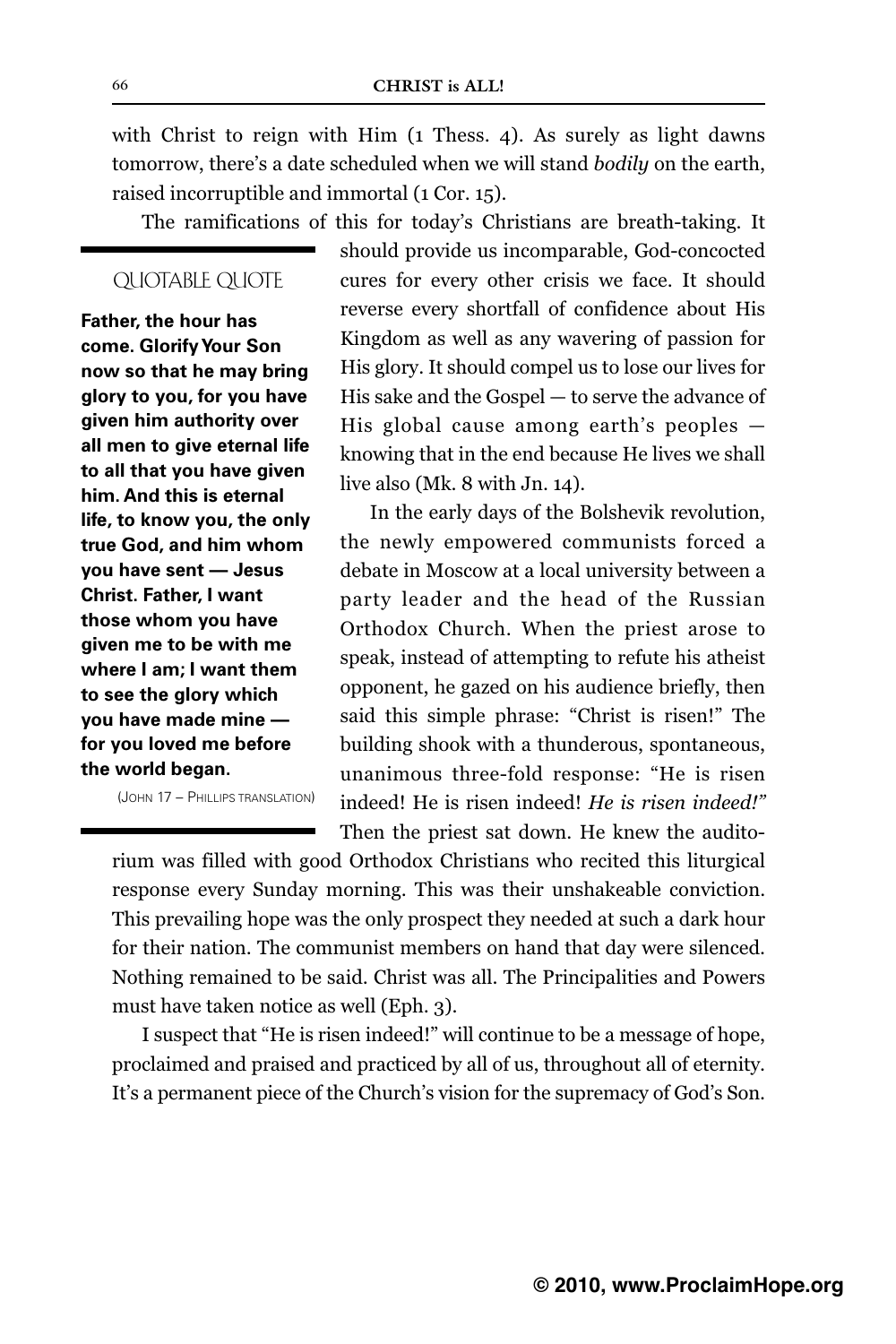with Christ to reign with Him (1 Thess. 4). As surely as light dawns tomorrow, there's a date scheduled when we will stand *bodily* on the earth, raised incorruptible and immortal (1 Cor. 15).

The ramifications of this for today's Christians are breath-taking. It should provide us incomparable, God-concocted cures for every other crisis we face. It should reverse every shortfall of confidence about His Kingdom as well as any wavering of passion for His glory. It should compel us to lose our lives for His sake and the Gospel — to serve the advance of His global cause among earth's peoples — knowing that in the end because He lives we shall live also (Mk. 8 with Jn. 14).

> QUOTABLE QUOTE
>
> **Father, the hour has come. Glorify Your Son now so that he may bring glory to you, for you have given him authority over all men to give eternal life to all that you have given him. And this is eternal life, to know you, the only true God, and him whom you have sent — Jesus Christ. Father, I want those whom you have given me to be with me where I am; I want them to see the glory which you have made mine — for you loved me before the world began.**
>
> (JOHN 17 – PHILLIPS TRANSLATION)

In the early days of the Bolshevik revolution, the newly empowered communists forced a debate in Moscow at a local university between a party leader and the head of the Russian Orthodox Church. When the priest arose to speak, instead of attempting to refute his atheist opponent, he gazed on his audience briefly, then said this simple phrase: "Christ is risen!" The building shook with a thunderous, spontaneous, unanimous three-fold response: "He is risen indeed! He is risen indeed! *He is risen indeed!*" Then the priest sat down. He knew the auditorium was filled with good Orthodox Christians who recited this liturgical response every Sunday morning. This was their unshakeable conviction. This prevailing hope was the only prospect they needed at such a dark hour for their nation. The communist members on hand that day were silenced. Nothing remained to be said. Christ was all. The Principalities and Powers must have taken notice as well (Eph. 3).

I suspect that "He is risen indeed!" will continue to be a message of hope, proclaimed and praised and practiced by all of us, throughout all of eternity. It's a permanent piece of the Church's vision for the supremacy of God's Son.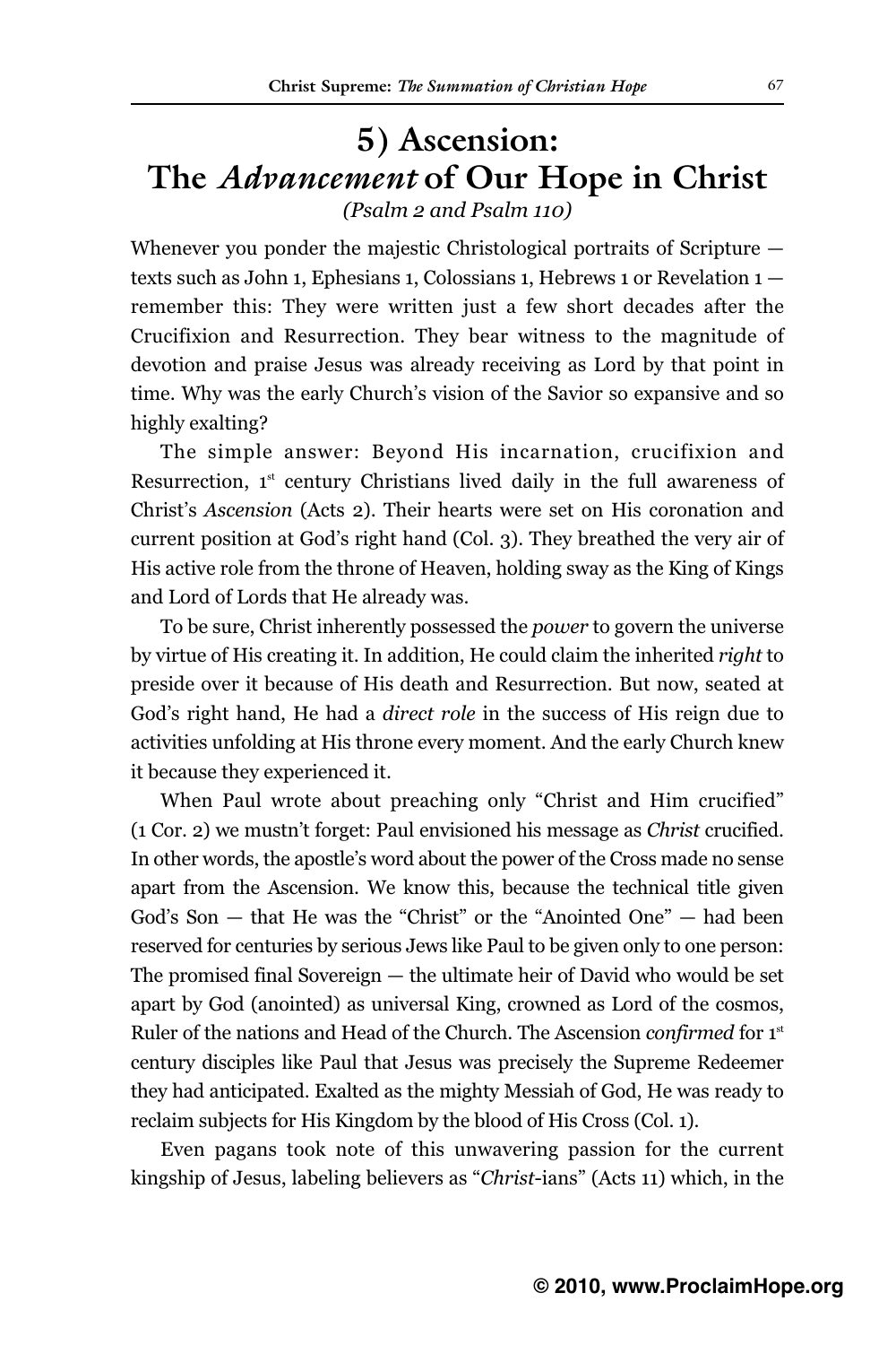# 5) Ascension: The *Advancement* of Our Hope in Christ

*(Psalm 2 and Psalm 110)*

Whenever you ponder the majestic Christological portraits of Scripture — texts such as John 1, Ephesians 1, Colossians 1, Hebrews 1 or Revelation 1 — remember this: They were written just a few short decades after the Crucifixion and Resurrection. They bear witness to the magnitude of devotion and praise Jesus was already receiving as Lord by that point in time. Why was the early Church's vision of the Savior so expansive and so highly exalting?

The simple answer: Beyond His incarnation, crucifixion and Resurrection, 1st century Christians lived daily in the full awareness of Christ's *Ascension* (Acts 2). Their hearts were set on His coronation and current position at God's right hand (Col. 3). They breathed the very air of His active role from the throne of Heaven, holding sway as the King of Kings and Lord of Lords that He already was.

To be sure, Christ inherently possessed the *power* to govern the universe by virtue of His creating it. In addition, He could claim the inherited *right* to preside over it because of His death and Resurrection. But now, seated at God's right hand, He had a *direct role* in the success of His reign due to activities unfolding at His throne every moment. And the early Church knew it because they experienced it.

When Paul wrote about preaching only "Christ and Him crucified" (1 Cor. 2) we mustn't forget: Paul envisioned his message as *Christ* crucified. In other words, the apostle's word about the power of the Cross made no sense apart from the Ascension. We know this, because the technical title given God's Son — that He was the "Christ" or the "Anointed One" — had been reserved for centuries by serious Jews like Paul to be given only to one person: The promised final Sovereign — the ultimate heir of David who would be set apart by God (anointed) as universal King, crowned as Lord of the cosmos, Ruler of the nations and Head of the Church. The Ascension *confirmed* for 1st century disciples like Paul that Jesus was precisely the Supreme Redeemer they had anticipated. Exalted as the mighty Messiah of God, He was ready to reclaim subjects for His Kingdom by the blood of His Cross (Col. 1).

Even pagans took note of this unwavering passion for the current kingship of Jesus, labeling believers as "*Christ*-ians" (Acts 11) which, in the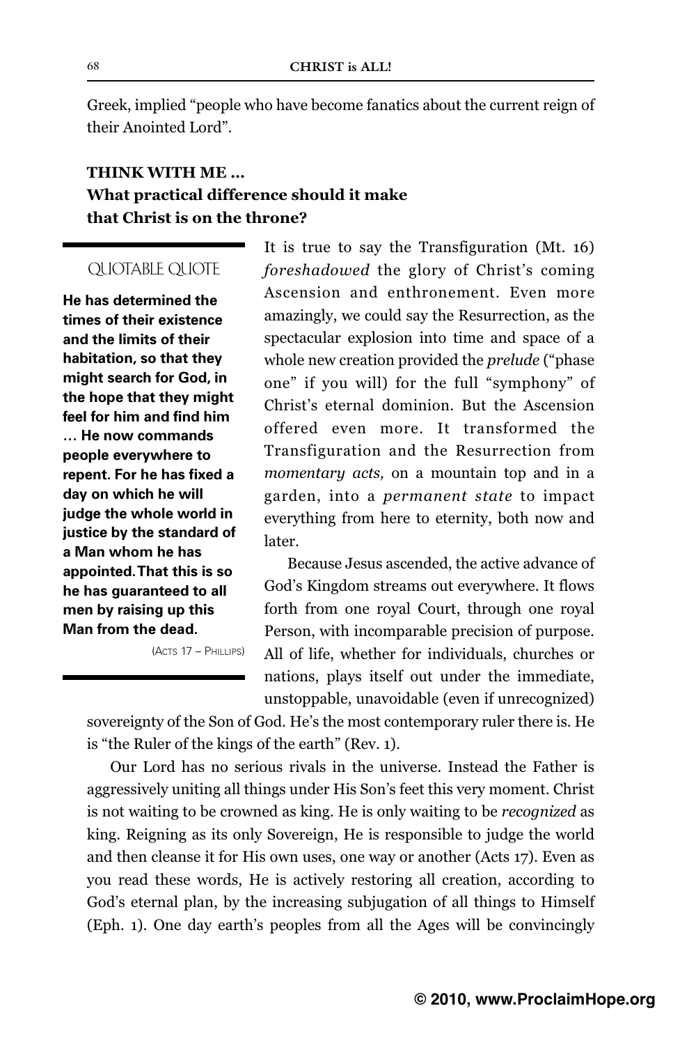Greek, implied "people who have become fanatics about the current reign of their Anointed Lord".

**THINK WITH ME …**
**What practical difference should it make that Christ is on the throne?**

QUOTABLE QUOTE

**He has determined the times of their existence and the limits of their habitation, so that they might search for God, in the hope that they might feel for him and find him … He now commands people everywhere to repent. For he has fixed a day on which he will judge the whole world in justice by the standard of a Man whom he has appointed. That this is so he has guaranteed to all men by raising up this Man from the dead.**

(ACTS 17 – PHILLIPS)

It is true to say the Transfiguration (Mt. 16) *foreshadowed* the glory of Christ's coming Ascension and enthronement. Even more amazingly, we could say the Resurrection, as the spectacular explosion into time and space of a whole new creation provided the *prelude* ("phase one" if you will) for the full "symphony" of Christ's eternal dominion. But the Ascension offered even more. It transformed the Transfiguration and the Resurrection from *momentary acts,* on a mountain top and in a garden, into a *permanent state* to impact everything from here to eternity, both now and later.

Because Jesus ascended, the active advance of God's Kingdom streams out everywhere. It flows forth from one royal Court, through one royal Person, with incomparable precision of purpose. All of life, whether for individuals, churches or nations, plays itself out under the immediate, unstoppable, unavoidable (even if unrecognized) sovereignty of the Son of God. He's the most contemporary ruler there is. He is "the Ruler of the kings of the earth" (Rev. 1).

Our Lord has no serious rivals in the universe. Instead the Father is aggressively uniting all things under His Son's feet this very moment. Christ is not waiting to be crowned as king. He is only waiting to be *recognized* as king. Reigning as its only Sovereign, He is responsible to judge the world and then cleanse it for His own uses, one way or another (Acts 17). Even as you read these words, He is actively restoring all creation, according to God's eternal plan, by the increasing subjugation of all things to Himself (Eph. 1). One day earth's peoples from all the Ages will be convincingly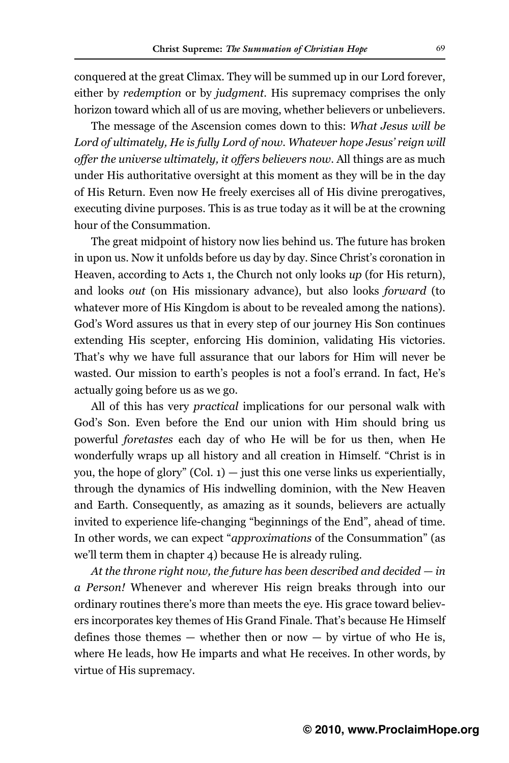conquered at the great Climax. They will be summed up in our Lord forever, either by *redemption* or by *judgment*. His supremacy comprises the only horizon toward which all of us are moving, whether believers or unbelievers.

The message of the Ascension comes down to this: *What Jesus will be Lord of ultimately, He is fully Lord of now. Whatever hope Jesus' reign will offer the universe ultimately, it offers believers now*. All things are as much under His authoritative oversight at this moment as they will be in the day of His Return. Even now He freely exercises all of His divine prerogatives, executing divine purposes. This is as true today as it will be at the crowning hour of the Consummation.

The great midpoint of history now lies behind us. The future has broken in upon us. Now it unfolds before us day by day. Since Christ's coronation in Heaven, according to Acts 1, the Church not only looks *up* (for His return), and looks *out* (on His missionary advance), but also looks *forward* (to whatever more of His Kingdom is about to be revealed among the nations). God's Word assures us that in every step of our journey His Son continues extending His scepter, enforcing His dominion, validating His victories. That's why we have full assurance that our labors for Him will never be wasted. Our mission to earth's peoples is not a fool's errand. In fact, He's actually going before us as we go.

All of this has very *practical* implications for our personal walk with God's Son. Even before the End our union with Him should bring us powerful *foretastes* each day of who He will be for us then, when He wonderfully wraps up all history and all creation in Himself. "Christ is in you, the hope of glory" (Col. 1) — just this one verse links us experientially, through the dynamics of His indwelling dominion, with the New Heaven and Earth. Consequently, as amazing as it sounds, believers are actually invited to experience life-changing "beginnings of the End", ahead of time. In other words, we can expect "*approximations* of the Consummation" (as we'll term them in chapter 4) because He is already ruling.

*At the throne right now, the future has been described and decided — in a Person!* Whenever and wherever His reign breaks through into our ordinary routines there's more than meets the eye. His grace toward believers incorporates key themes of His Grand Finale. That's because He Himself defines those themes — whether then or now — by virtue of who He is, where He leads, how He imparts and what He receives. In other words, by virtue of His supremacy.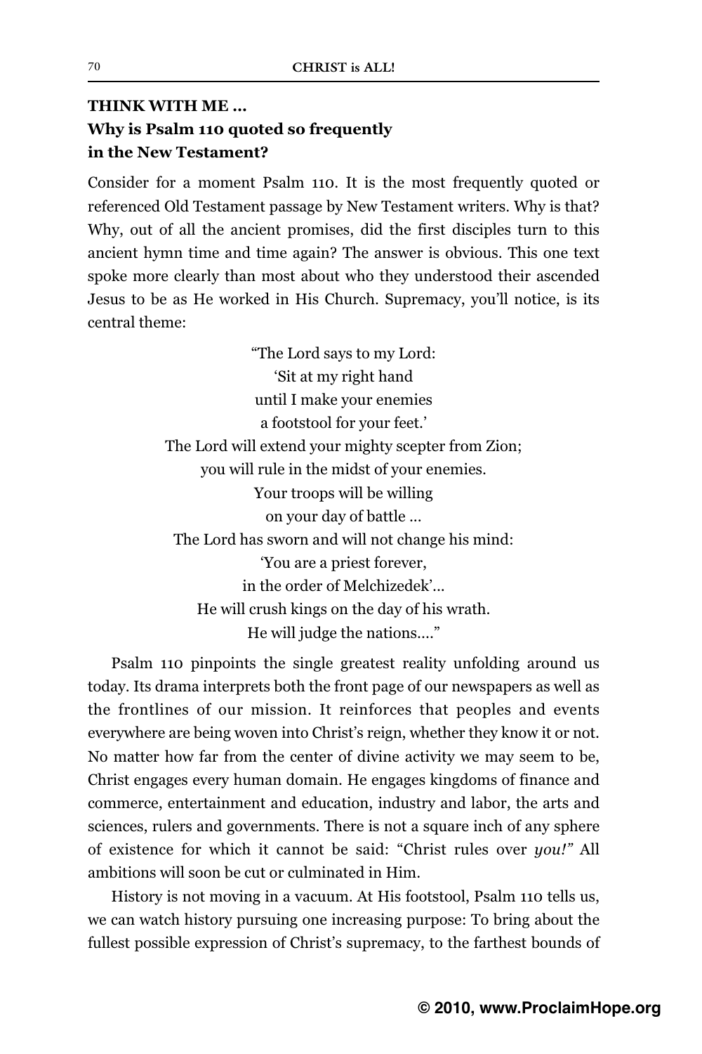### THINK WITH ME …
### Why is Psalm 110 quoted so frequently in the New Testament?

Consider for a moment Psalm 110. It is the most frequently quoted or referenced Old Testament passage by New Testament writers. Why is that? Why, out of all the ancient promises, did the first disciples turn to this ancient hymn time and time again? The answer is obvious. This one text spoke more clearly than most about who they understood their ascended Jesus to be as He worked in His Church. Supremacy, you'll notice, is its central theme:

> "The Lord says to my Lord:
> 'Sit at my right hand
> until I make your enemies
> a footstool for your feet.'
> The Lord will extend your mighty scepter from Zion;
> you will rule in the midst of your enemies.
> Your troops will be willing
> on your day of battle …
> The Lord has sworn and will not change his mind:
> 'You are a priest forever,
> in the order of Melchizedek'…
> He will crush kings on the day of his wrath.
> He will judge the nations…."

Psalm 110 pinpoints the single greatest reality unfolding around us today. Its drama interprets both the front page of our newspapers as well as the frontlines of our mission. It reinforces that peoples and events everywhere are being woven into Christ's reign, whether they know it or not. No matter how far from the center of divine activity we may seem to be, Christ engages every human domain. He engages kingdoms of finance and commerce, entertainment and education, industry and labor, the arts and sciences, rulers and governments. There is not a square inch of any sphere of existence for which it cannot be said: "Christ rules over *you!*" All ambitions will soon be cut or culminated in Him.

History is not moving in a vacuum. At His footstool, Psalm 110 tells us, we can watch history pursuing one increasing purpose: To bring about the fullest possible expression of Christ's supremacy, to the farthest bounds of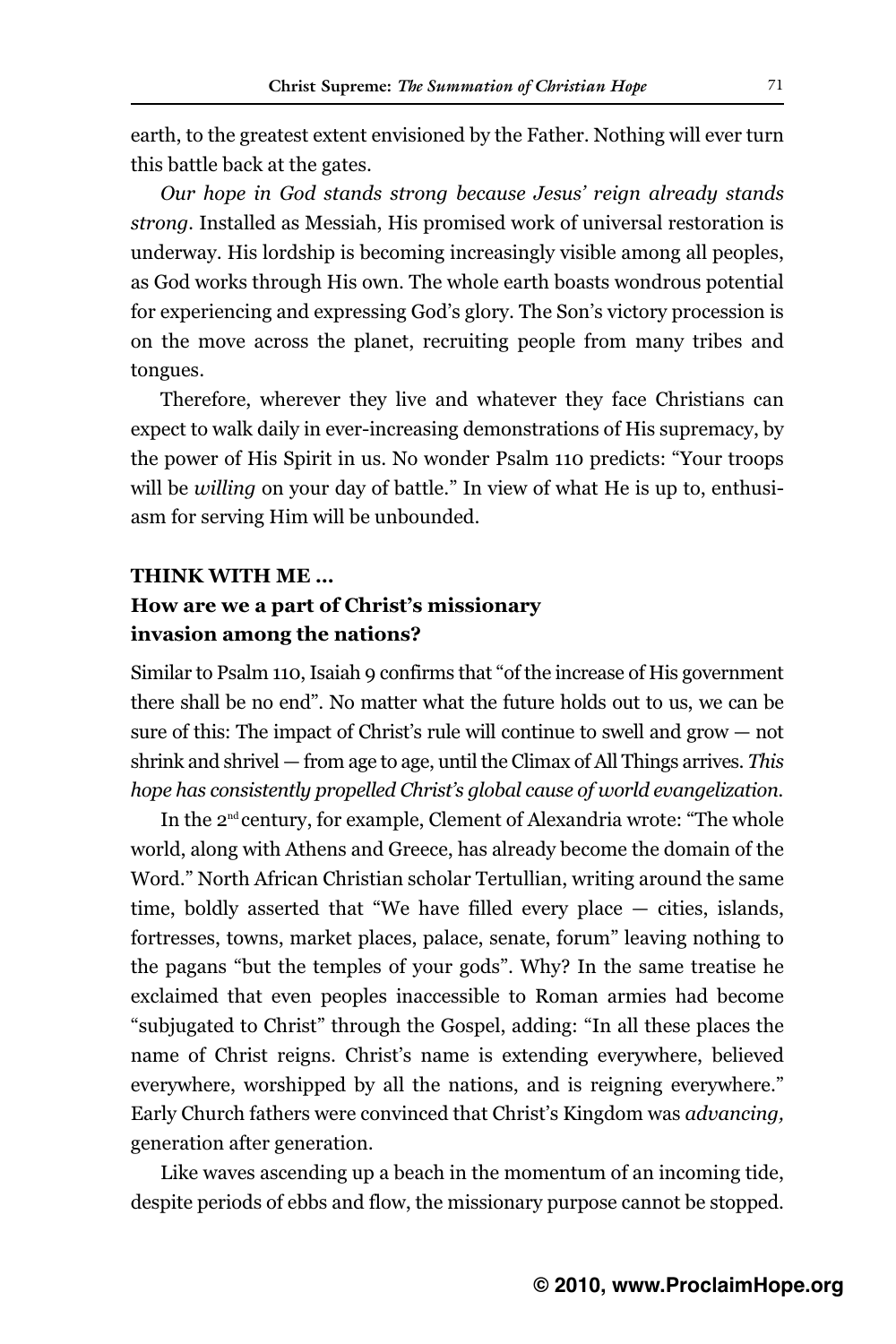earth, to the greatest extent envisioned by the Father. Nothing will ever turn this battle back at the gates.

*Our hope in God stands strong because Jesus' reign already stands strong*. Installed as Messiah, His promised work of universal restoration is underway. His lordship is becoming increasingly visible among all peoples, as God works through His own. The whole earth boasts wondrous potential for experiencing and expressing God's glory. The Son's victory procession is on the move across the planet, recruiting people from many tribes and tongues.

Therefore, wherever they live and whatever they face Christians can expect to walk daily in ever-increasing demonstrations of His supremacy, by the power of His Spirit in us. No wonder Psalm 110 predicts: "Your troops will be *willing* on your day of battle." In view of what He is up to, enthusiasm for serving Him will be unbounded.

**THINK WITH ME ...**

**How are we a part of Christ's missionary invasion among the nations?**

Similar to Psalm 110, Isaiah 9 confirms that "of the increase of His government there shall be no end". No matter what the future holds out to us, we can be sure of this: The impact of Christ's rule will continue to swell and grow — not shrink and shrivel — from age to age, until the Climax of All Things arrives. *This hope has consistently propelled Christ's global cause of world evangelization.*

In the 2nd century, for example, Clement of Alexandria wrote: "The whole world, along with Athens and Greece, has already become the domain of the Word." North African Christian scholar Tertullian, writing around the same time, boldly asserted that "We have filled every place — cities, islands, fortresses, towns, market places, palace, senate, forum" leaving nothing to the pagans "but the temples of your gods". Why? In the same treatise he exclaimed that even peoples inaccessible to Roman armies had become "subjugated to Christ" through the Gospel, adding: "In all these places the name of Christ reigns. Christ's name is extending everywhere, believed everywhere, worshipped by all the nations, and is reigning everywhere." Early Church fathers were convinced that Christ's Kingdom was *advancing,* generation after generation.

Like waves ascending up a beach in the momentum of an incoming tide, despite periods of ebbs and flow, the missionary purpose cannot be stopped.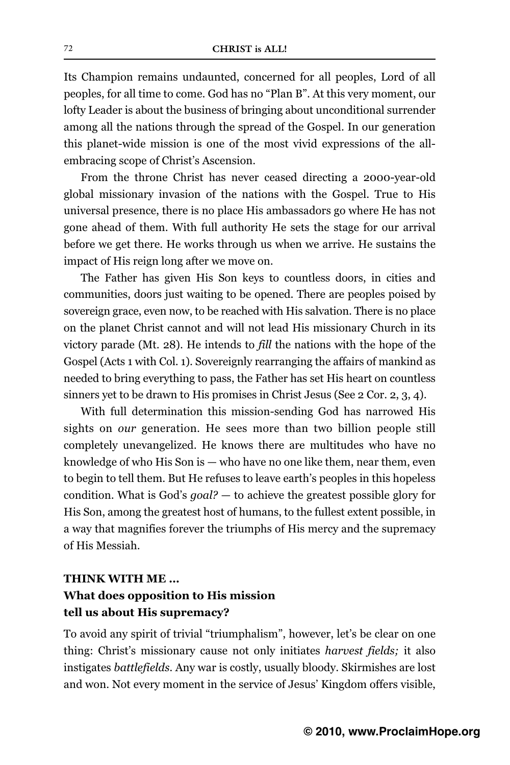Its Champion remains undaunted, concerned for all peoples, Lord of all peoples, for all time to come. God has no "Plan B". At this very moment, our lofty Leader is about the business of bringing about unconditional surrender among all the nations through the spread of the Gospel. In our generation this planet-wide mission is one of the most vivid expressions of the all-embracing scope of Christ's Ascension.

From the throne Christ has never ceased directing a 2000-year-old global missionary invasion of the nations with the Gospel. True to His universal presence, there is no place His ambassadors go where He has not gone ahead of them. With full authority He sets the stage for our arrival before we get there. He works through us when we arrive. He sustains the impact of His reign long after we move on.

The Father has given His Son keys to countless doors, in cities and communities, doors just waiting to be opened. There are peoples poised by sovereign grace, even now, to be reached with His salvation. There is no place on the planet Christ cannot and will not lead His missionary Church in its victory parade (Mt. 28). He intends to *fill* the nations with the hope of the Gospel (Acts 1 with Col. 1). Sovereignly rearranging the affairs of mankind as needed to bring everything to pass, the Father has set His heart on countless sinners yet to be drawn to His promises in Christ Jesus (See 2 Cor. 2, 3, 4).

With full determination this mission-sending God has narrowed His sights on *our* generation. He sees more than two billion people still completely unevangelized. He knows there are multitudes who have no knowledge of who His Son is — who have no one like them, near them, even to begin to tell them. But He refuses to leave earth's peoples in this hopeless condition. What is God's *goal?* — to achieve the greatest possible glory for His Son, among the greatest host of humans, to the fullest extent possible, in a way that magnifies forever the triumphs of His mercy and the supremacy of His Messiah.

**THINK WITH ME ...**
**What does opposition to His mission tell us about His supremacy?**

To avoid any spirit of trivial "triumphalism", however, let's be clear on one thing: Christ's missionary cause not only initiates *harvest fields;* it also instigates *battlefields*. Any war is costly, usually bloody. Skirmishes are lost and won. Not every moment in the service of Jesus' Kingdom offers visible,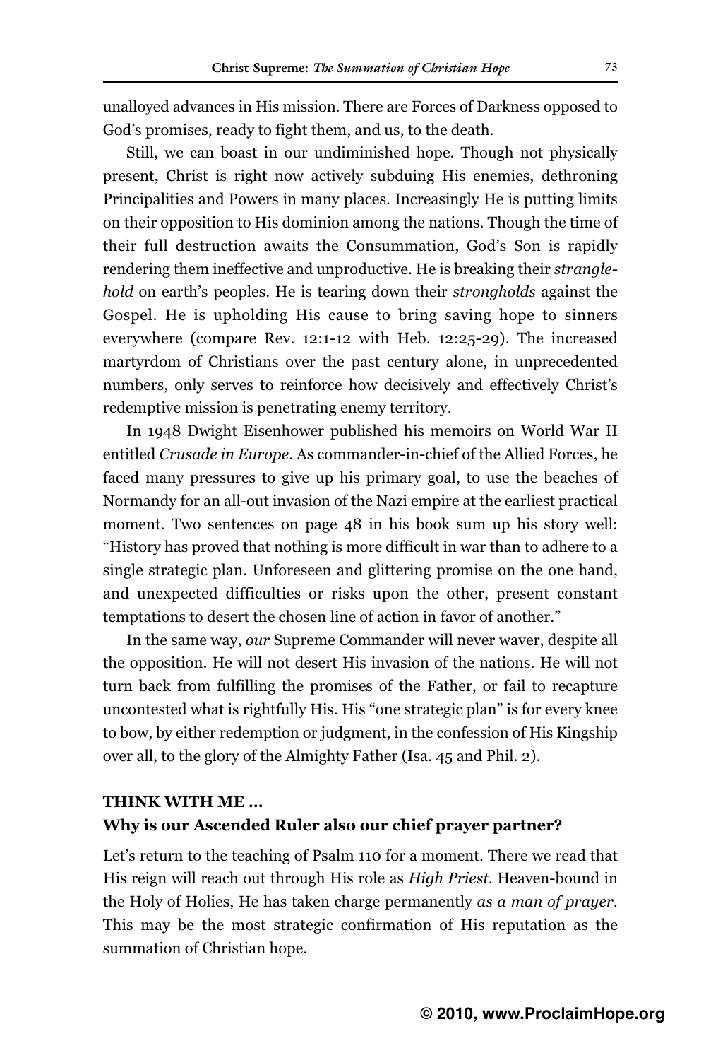unalloyed advances in His mission. There are Forces of Darkness opposed to God's promises, ready to fight them, and us, to the death.

Still, we can boast in our undiminished hope. Though not physically present, Christ is right now actively subduing His enemies, dethroning Principalities and Powers in many places. Increasingly He is putting limits on their opposition to His dominion among the nations. Though the time of their full destruction awaits the Consummation, God's Son is rapidly rendering them ineffective and unproductive. He is breaking their *stranglehold* on earth's peoples. He is tearing down their *strongholds* against the Gospel. He is upholding His cause to bring saving hope to sinners everywhere (compare Rev. 12:1-12 with Heb. 12:25-29). The increased martyrdom of Christians over the past century alone, in unprecedented numbers, only serves to reinforce how decisively and effectively Christ's redemptive mission is penetrating enemy territory.

In 1948 Dwight Eisenhower published his memoirs on World War II entitled *Crusade in Europe*. As commander-in-chief of the Allied Forces, he faced many pressures to give up his primary goal, to use the beaches of Normandy for an all-out invasion of the Nazi empire at the earliest practical moment. Two sentences on page 48 in his book sum up his story well: "History has proved that nothing is more difficult in war than to adhere to a single strategic plan. Unforeseen and glittering promise on the one hand, and unexpected difficulties or risks upon the other, present constant temptations to desert the chosen line of action in favor of another."

In the same way, *our* Supreme Commander will never waver, despite all the opposition. He will not desert His invasion of the nations. He will not turn back from fulfilling the promises of the Father, or fail to recapture uncontested what is rightfully His. His "one strategic plan" is for every knee to bow, by either redemption or judgment, in the confession of His Kingship over all, to the glory of the Almighty Father (Isa. 45 and Phil. 2).

**THINK WITH ME ...**

**Why is our Ascended Ruler also our chief prayer partner?**

Let's return to the teaching of Psalm 110 for a moment. There we read that His reign will reach out through His role as *High Priest*. Heaven-bound in the Holy of Holies, He has taken charge permanently *as a man of prayer*. This may be the most strategic confirmation of His reputation as the summation of Christian hope.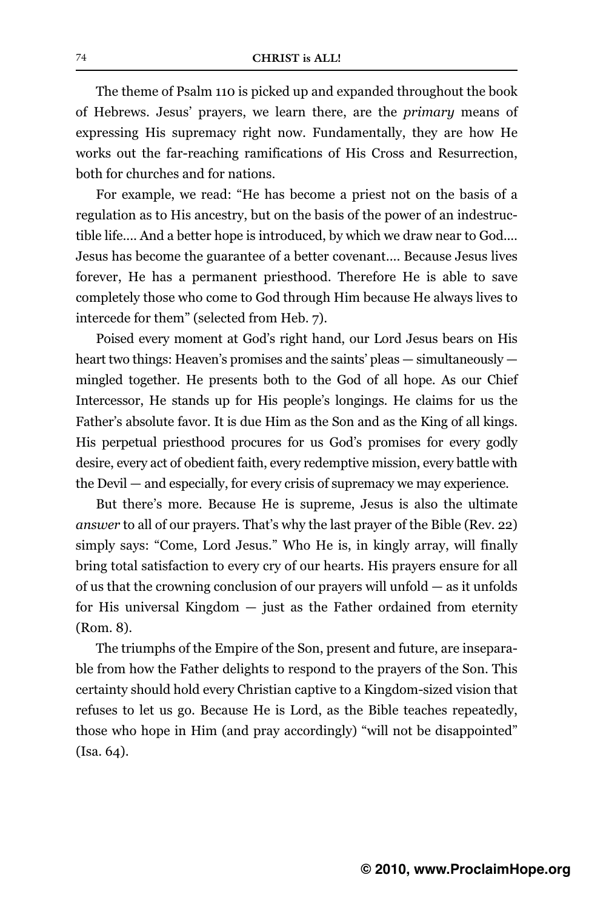The theme of Psalm 110 is picked up and expanded throughout the book of Hebrews. Jesus' prayers, we learn there, are the *primary* means of expressing His supremacy right now. Fundamentally, they are how He works out the far-reaching ramifications of His Cross and Resurrection, both for churches and for nations.

For example, we read: "He has become a priest not on the basis of a regulation as to His ancestry, but on the basis of the power of an indestructible life.... And a better hope is introduced, by which we draw near to God.... Jesus has become the guarantee of a better covenant.... Because Jesus lives forever, He has a permanent priesthood. Therefore He is able to save completely those who come to God through Him because He always lives to intercede for them" (selected from Heb. 7).

Poised every moment at God's right hand, our Lord Jesus bears on His heart two things: Heaven's promises and the saints' pleas — simultaneously — mingled together. He presents both to the God of all hope. As our Chief Intercessor, He stands up for His people's longings. He claims for us the Father's absolute favor. It is due Him as the Son and as the King of all kings. His perpetual priesthood procures for us God's promises for every godly desire, every act of obedient faith, every redemptive mission, every battle with the Devil — and especially, for every crisis of supremacy we may experience.

But there's more. Because He is supreme, Jesus is also the ultimate *answer* to all of our prayers. That's why the last prayer of the Bible (Rev. 22) simply says: "Come, Lord Jesus." Who He is, in kingly array, will finally bring total satisfaction to every cry of our hearts. His prayers ensure for all of us that the crowning conclusion of our prayers will unfold — as it unfolds for His universal Kingdom — just as the Father ordained from eternity (Rom. 8).

The triumphs of the Empire of the Son, present and future, are inseparable from how the Father delights to respond to the prayers of the Son. This certainty should hold every Christian captive to a Kingdom-sized vision that refuses to let us go. Because He is Lord, as the Bible teaches repeatedly, those who hope in Him (and pray accordingly) "will not be disappointed" (Isa. 64).

**© 2010, www.ProclaimHope.org**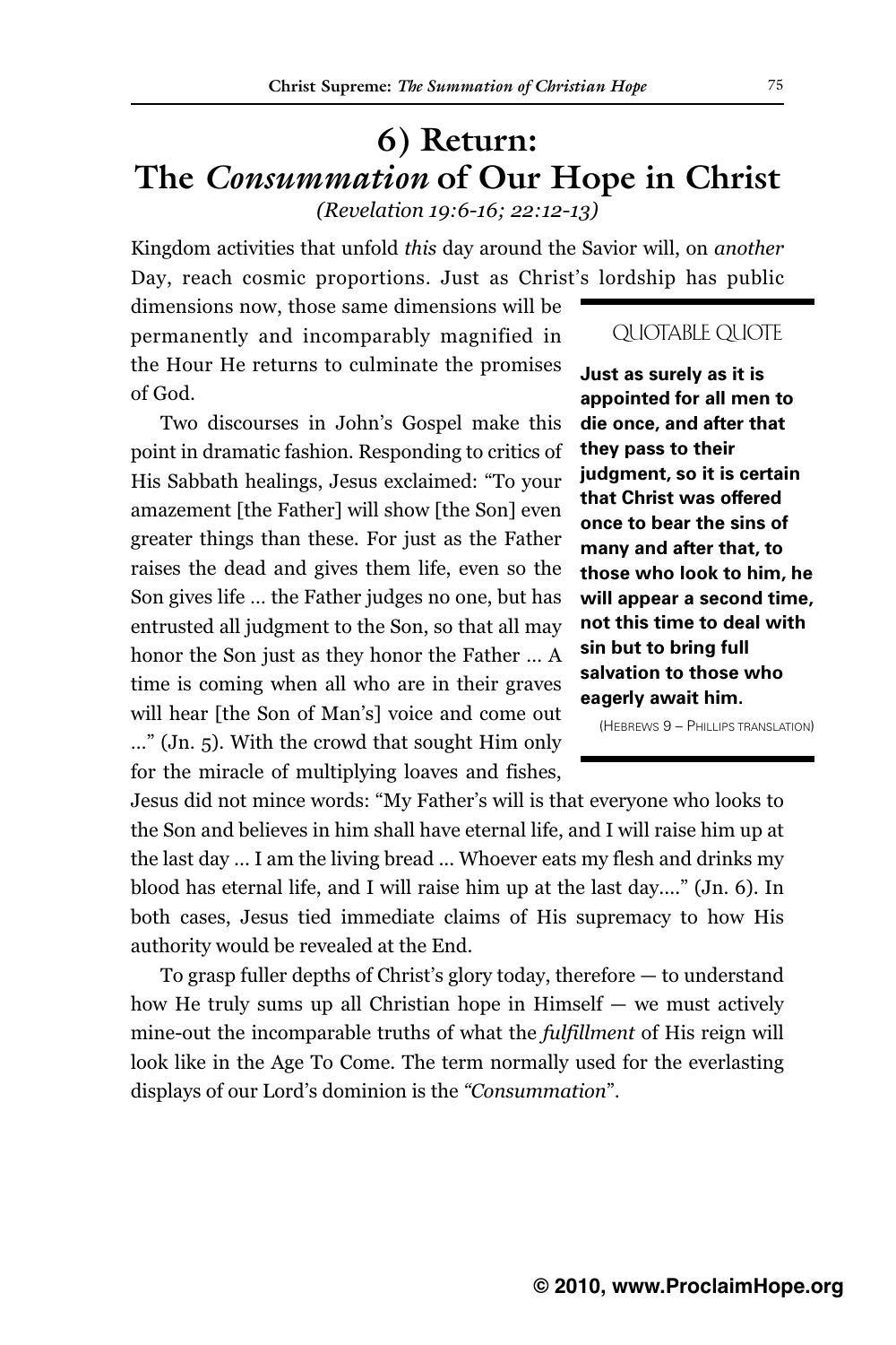# 6) Return: The *Consummation* of Our Hope in Christ

*(Revelation 19:6-16; 22:12-13)*

Kingdom activities that unfold *this* day around the Savior will, on *another* Day, reach cosmic proportions. Just as Christ's lordship has public dimensions now, those same dimensions will be permanently and incomparably magnified in the Hour He returns to culminate the promises of God.

Two discourses in John's Gospel make this point in dramatic fashion. Responding to critics of His Sabbath healings, Jesus exclaimed: "To your amazement [the Father] will show [the Son] even greater things than these. For just as the Father raises the dead and gives them life, even so the Son gives life … the Father judges no one, but has entrusted all judgment to the Son, so that all may honor the Son just as they honor the Father … A time is coming when all who are in their graves will hear [the Son of Man's] voice and come out …" (Jn. 5). With the crowd that sought Him only for the miracle of multiplying loaves and fishes, Jesus did not mince words: "My Father's will is that everyone who looks to the Son and believes in him shall have eternal life, and I will raise him up at the last day … I am the living bread … Whoever eats my flesh and drinks my blood has eternal life, and I will raise him up at the last day…." (Jn. 6). In both cases, Jesus tied immediate claims of His supremacy to how His authority would be revealed at the End.

> QUOTABLE QUOTE
>
> **Just as surely as it is appointed for all men to die once, and after that they pass to their judgment, so it is certain that Christ was offered once to bear the sins of many and after that, to those who look to him, he will appear a second time, not this time to deal with sin but to bring full salvation to those who eagerly await him.**
>
> (HEBREWS 9 – PHILLIPS TRANSLATION)

To grasp fuller depths of Christ's glory today, therefore — to understand how He truly sums up all Christian hope in Himself — we must actively mine-out the incomparable truths of what the *fulfillment* of His reign will look like in the Age To Come. The term normally used for the everlasting displays of our Lord's dominion is the *"Consummation*".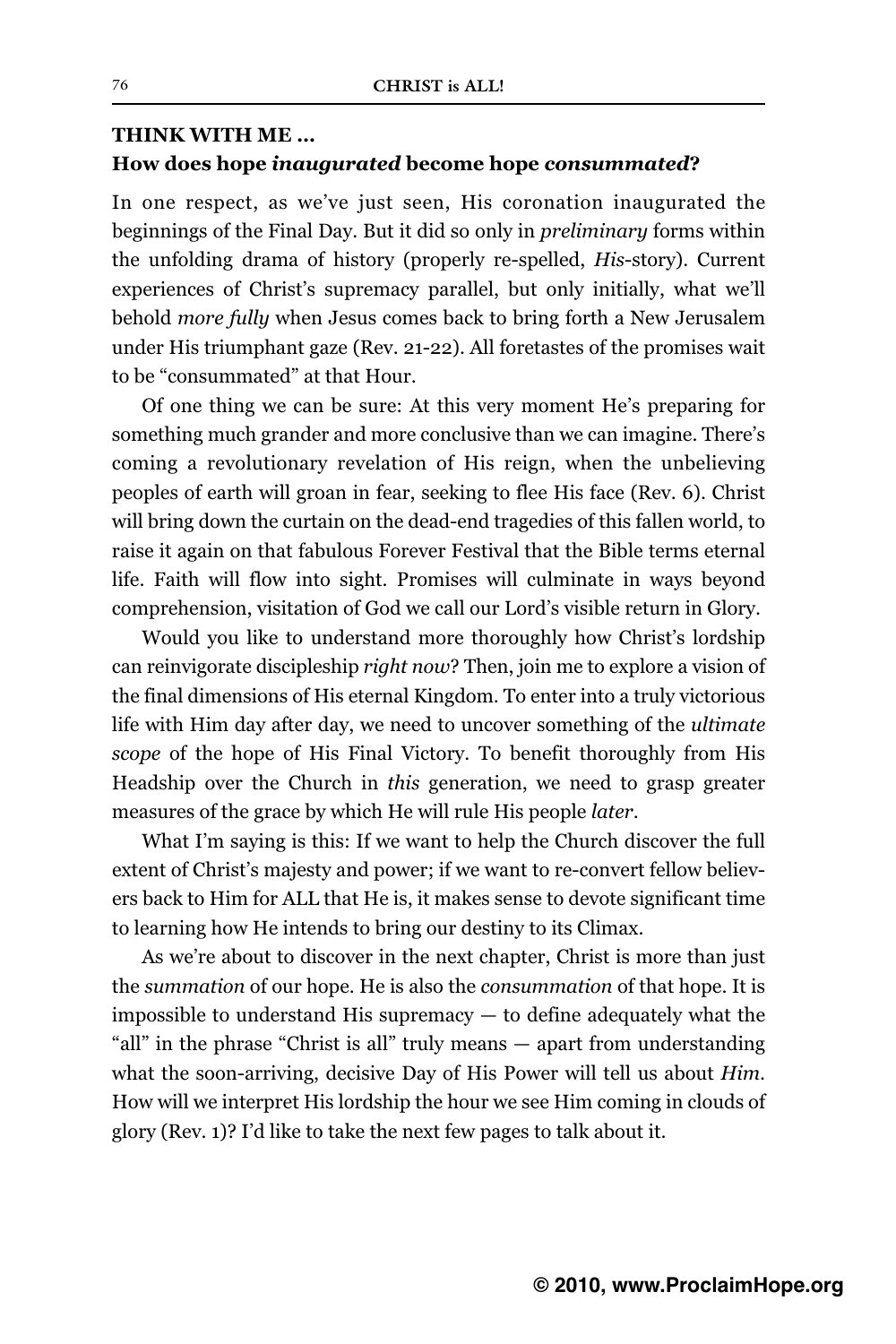**THINK WITH ME …**
**How does hope *inaugurated* become hope *consummated*?**

In one respect, as we've just seen, His coronation inaugurated the beginnings of the Final Day. But it did so only in *preliminary* forms within the unfolding drama of history (properly re-spelled, *His*-story). Current experiences of Christ's supremacy parallel, but only initially, what we'll behold *more fully* when Jesus comes back to bring forth a New Jerusalem under His triumphant gaze (Rev. 21-22). All foretastes of the promises wait to be "consummated" at that Hour.

Of one thing we can be sure: At this very moment He's preparing for something much grander and more conclusive than we can imagine. There's coming a revolutionary revelation of His reign, when the unbelieving peoples of earth will groan in fear, seeking to flee His face (Rev. 6). Christ will bring down the curtain on the dead-end tragedies of this fallen world, to raise it again on that fabulous Forever Festival that the Bible terms eternal life. Faith will flow into sight. Promises will culminate in ways beyond comprehension, visitation of God we call our Lord's visible return in Glory.

Would you like to understand more thoroughly how Christ's lordship can reinvigorate discipleship *right now*? Then, join me to explore a vision of the final dimensions of His eternal Kingdom. To enter into a truly victorious life with Him day after day, we need to uncover something of the *ultimate scope* of the hope of His Final Victory. To benefit thoroughly from His Headship over the Church in *this* generation, we need to grasp greater measures of the grace by which He will rule His people *later*.

What I'm saying is this: If we want to help the Church discover the full extent of Christ's majesty and power; if we want to re-convert fellow believers back to Him for ALL that He is, it makes sense to devote significant time to learning how He intends to bring our destiny to its Climax.

As we're about to discover in the next chapter, Christ is more than just the *summation* of our hope. He is also the *consummation* of that hope. It is impossible to understand His supremacy — to define adequately what the "all" in the phrase "Christ is all" truly means — apart from understanding what the soon-arriving, decisive Day of His Power will tell us about *Him*. How will we interpret His lordship the hour we see Him coming in clouds of glory (Rev. 1)? I'd like to take the next few pages to talk about it.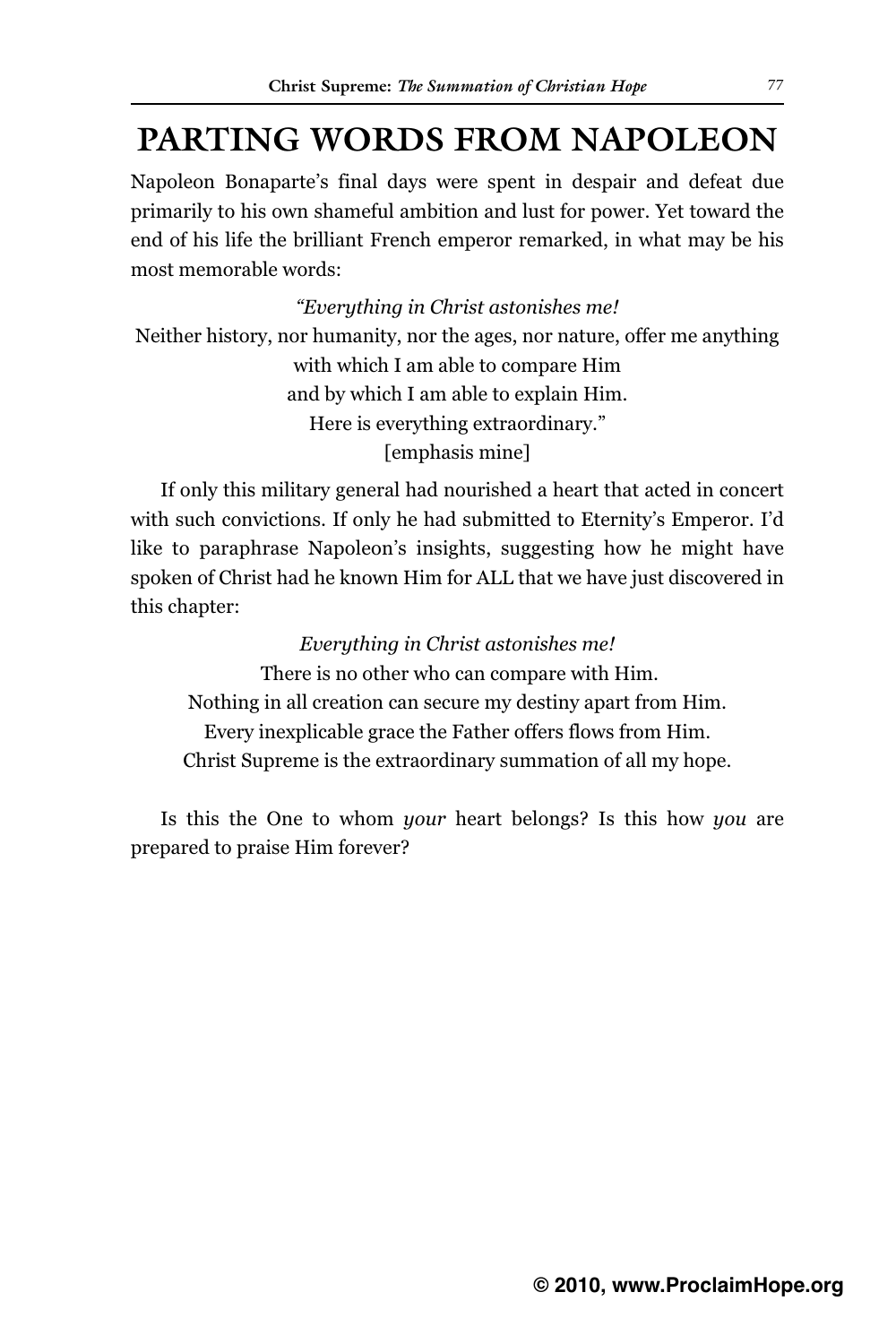# PARTING WORDS FROM NAPOLEON

Napoleon Bonaparte's final days were spent in despair and defeat due primarily to his own shameful ambition and lust for power. Yet toward the end of his life the brilliant French emperor remarked, in what may be his most memorable words:

*"Everything in Christ astonishes me!*
Neither history, nor humanity, nor the ages, nor nature, offer me anything with which I am able to compare Him
and by which I am able to explain Him.
Here is everything extraordinary."
[emphasis mine]

If only this military general had nourished a heart that acted in concert with such convictions. If only he had submitted to Eternity's Emperor. I'd like to paraphrase Napoleon's insights, suggesting how he might have spoken of Christ had he known Him for ALL that we have just discovered in this chapter:

*Everything in Christ astonishes me!*
There is no other who can compare with Him.
Nothing in all creation can secure my destiny apart from Him.
Every inexplicable grace the Father offers flows from Him.
Christ Supreme is the extraordinary summation of all my hope.

Is this the One to whom *your* heart belongs? Is this how *you* are prepared to praise Him forever?

**© 2010, www.ProclaimHope.org**